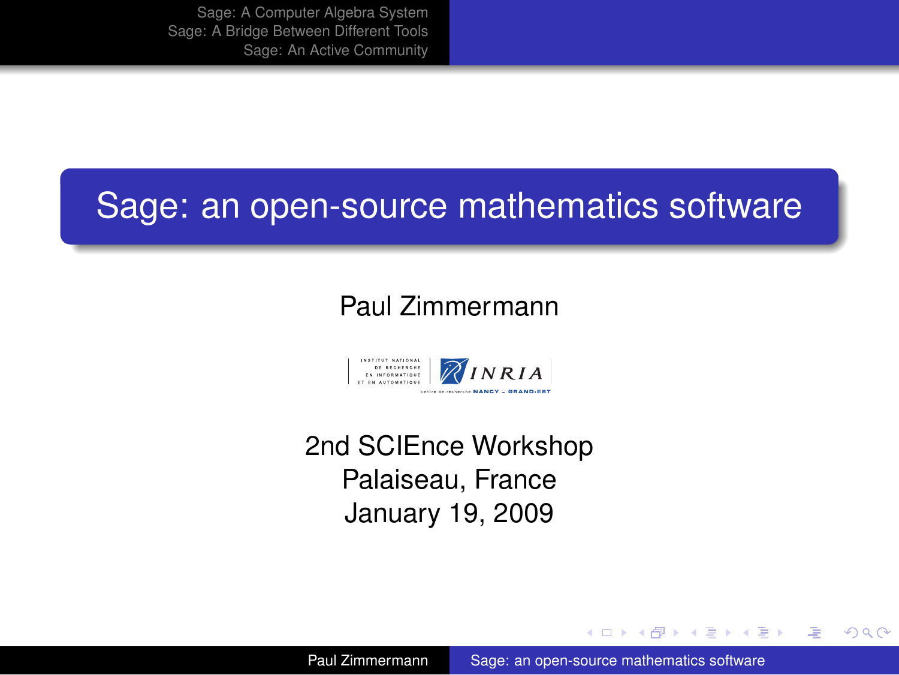# Sage: an open-source mathematics software

Paul Zimmermann

INSTITUT NATIONAL DE RECHERCHE EN INFORMATIQUE ET EN AUTOMATIQUE | INRIA

centre de recherche NANCY - GRAND-EST

2nd SCIEnce Workshop
Palaiseau, France
January 19, 2009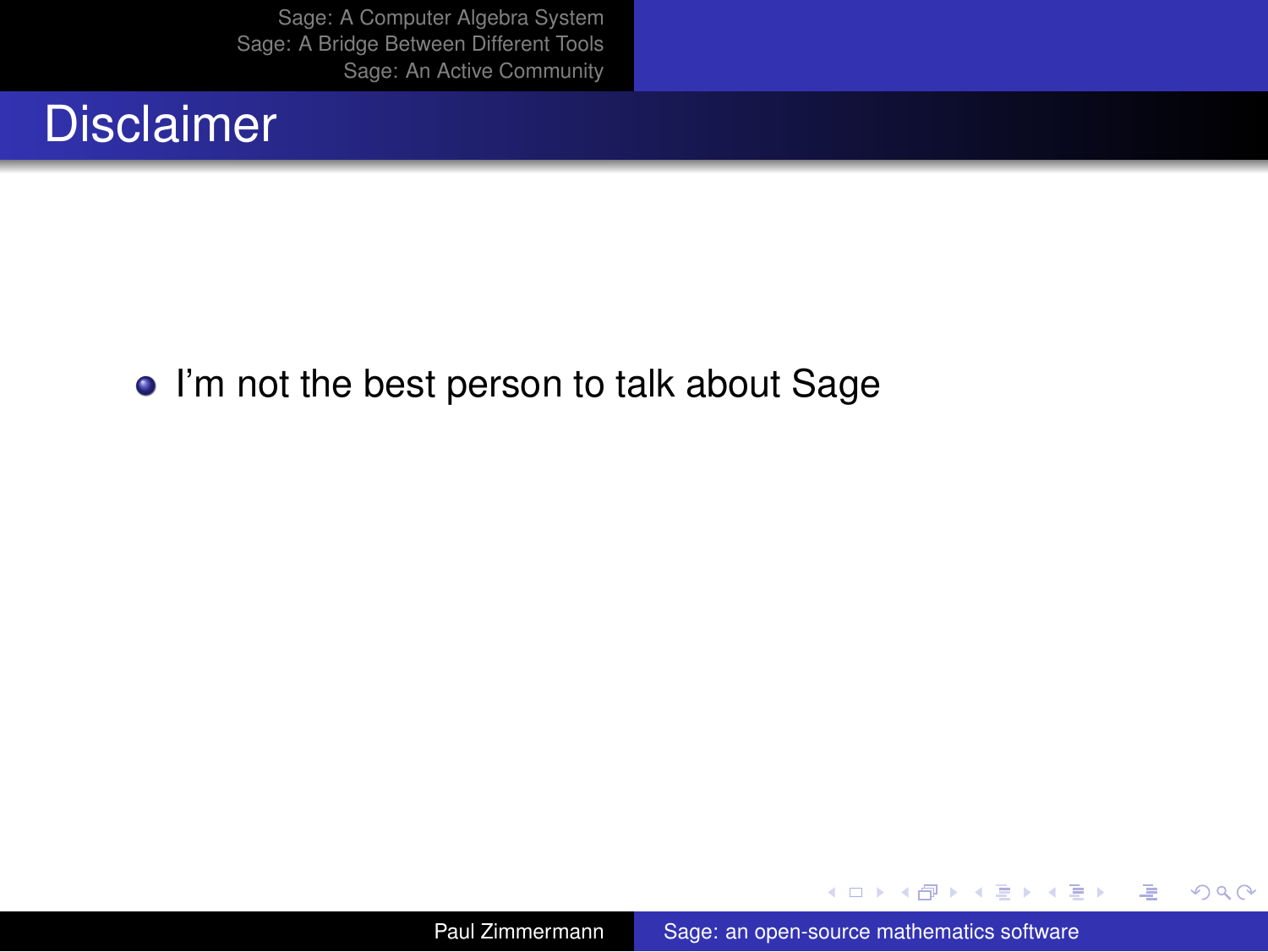# Disclaimer

- I'm not the best person to talk about Sage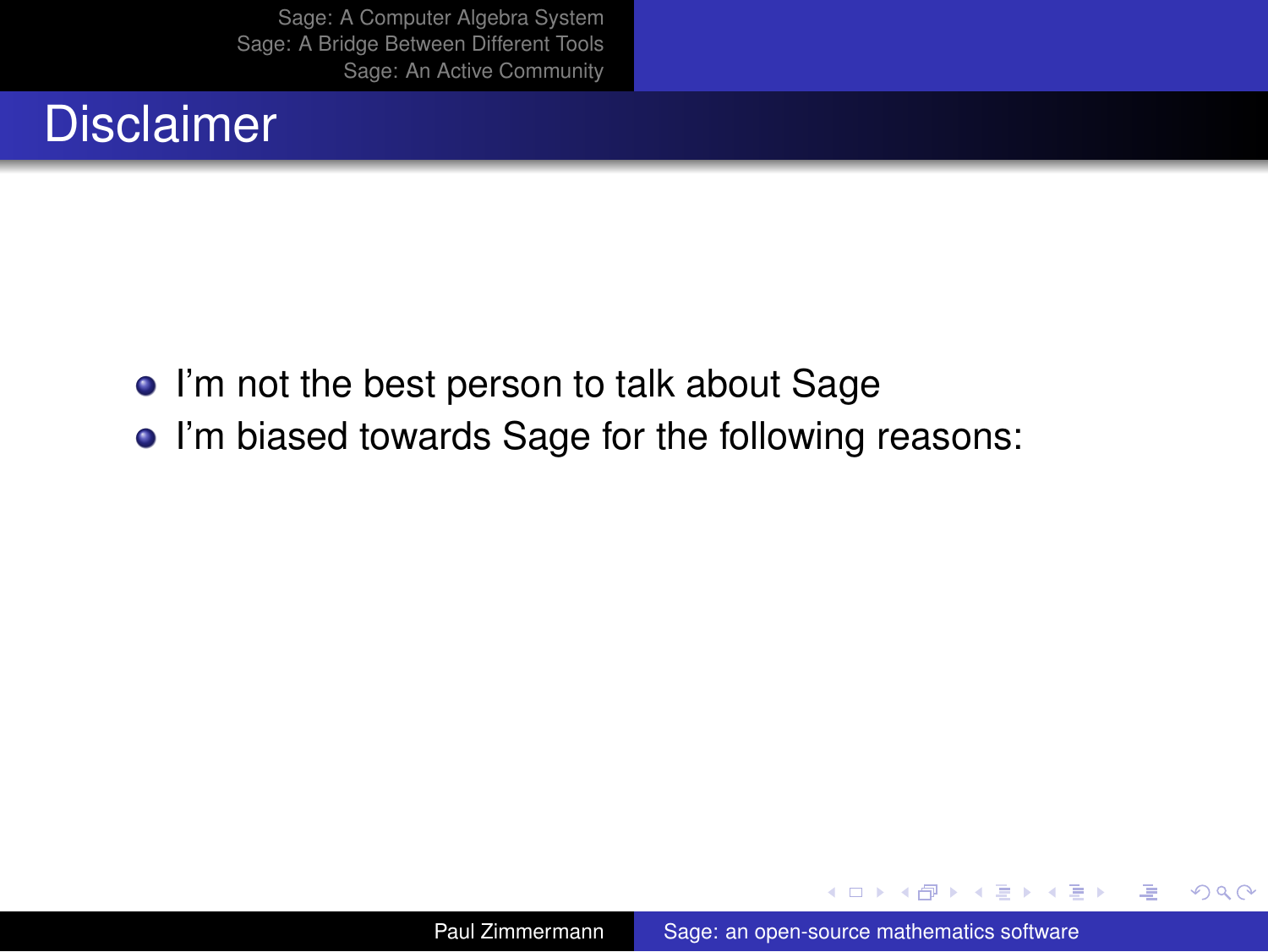# Disclaimer

- I'm not the best person to talk about Sage
- I'm biased towards Sage for the following reasons: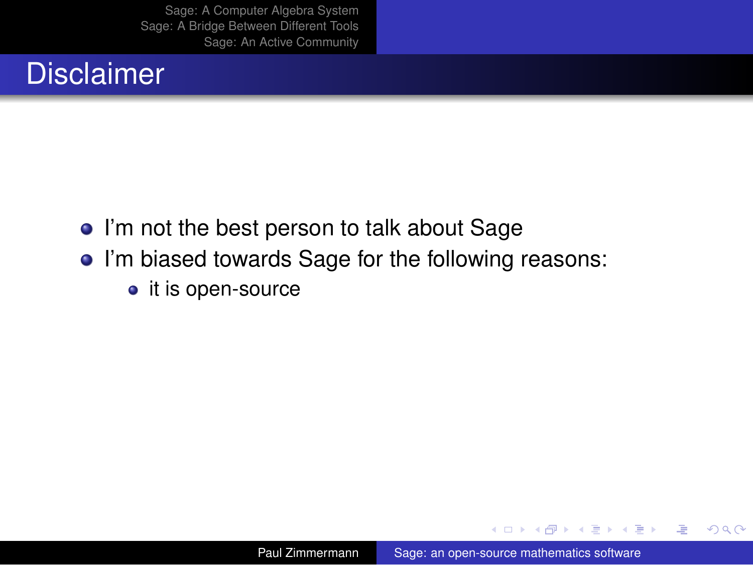# Disclaimer

- I'm not the best person to talk about Sage
- I'm biased towards Sage for the following reasons:
  - it is open-source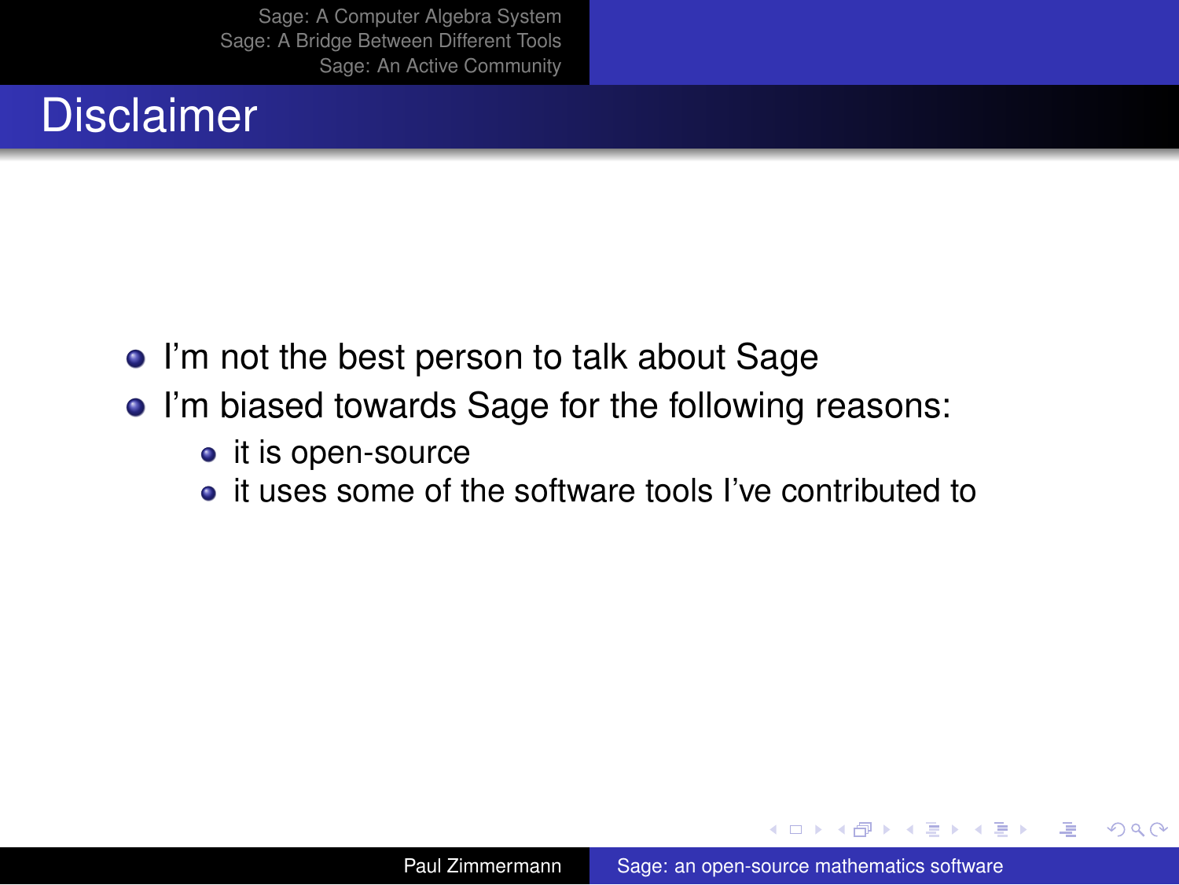# Disclaimer

- I'm not the best person to talk about Sage
- I'm biased towards Sage for the following reasons:
  - it is open-source
  - it uses some of the software tools I've contributed to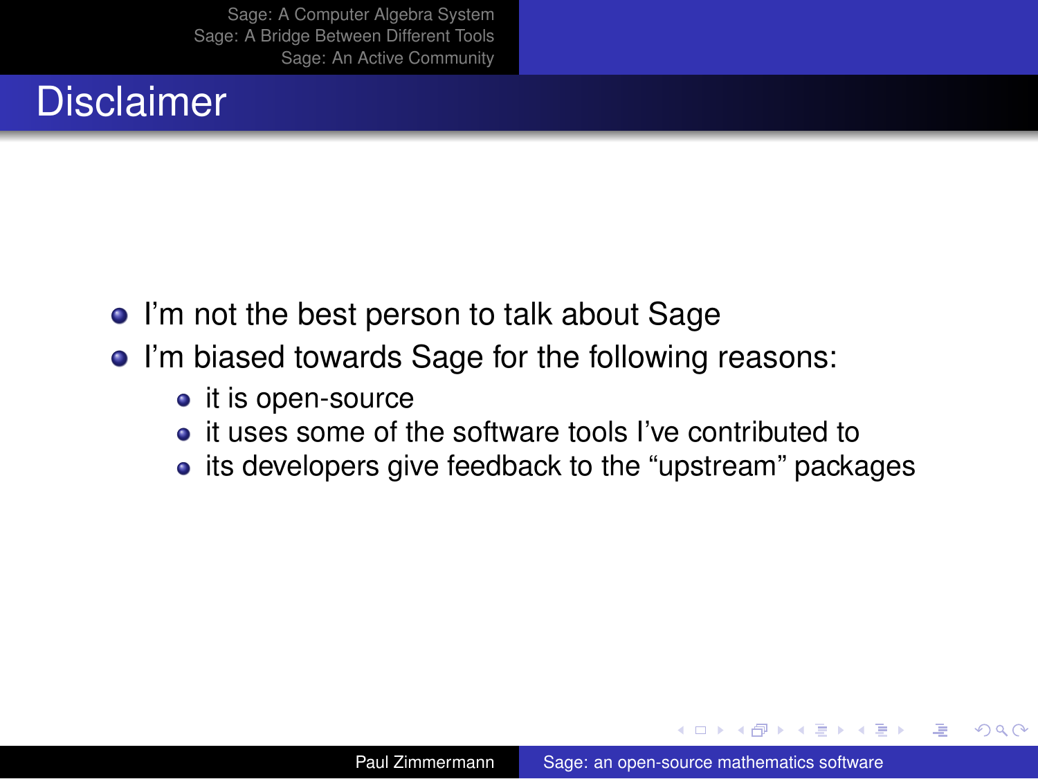# Disclaimer

- I'm not the best person to talk about Sage
- I'm biased towards Sage for the following reasons:
  - it is open-source
  - it uses some of the software tools I've contributed to
  - its developers give feedback to the “upstream” packages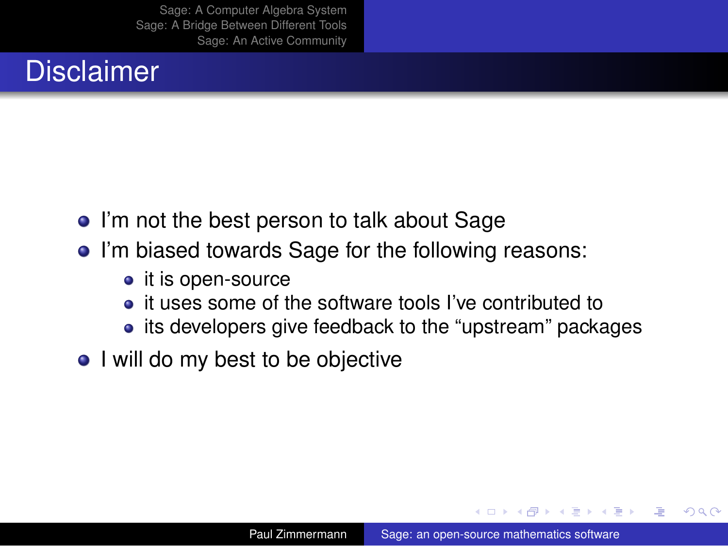# Disclaimer

- I'm not the best person to talk about Sage
- I'm biased towards Sage for the following reasons:
  - it is open-source
  - it uses some of the software tools I've contributed to
  - its developers give feedback to the "upstream" packages
- I will do my best to be objective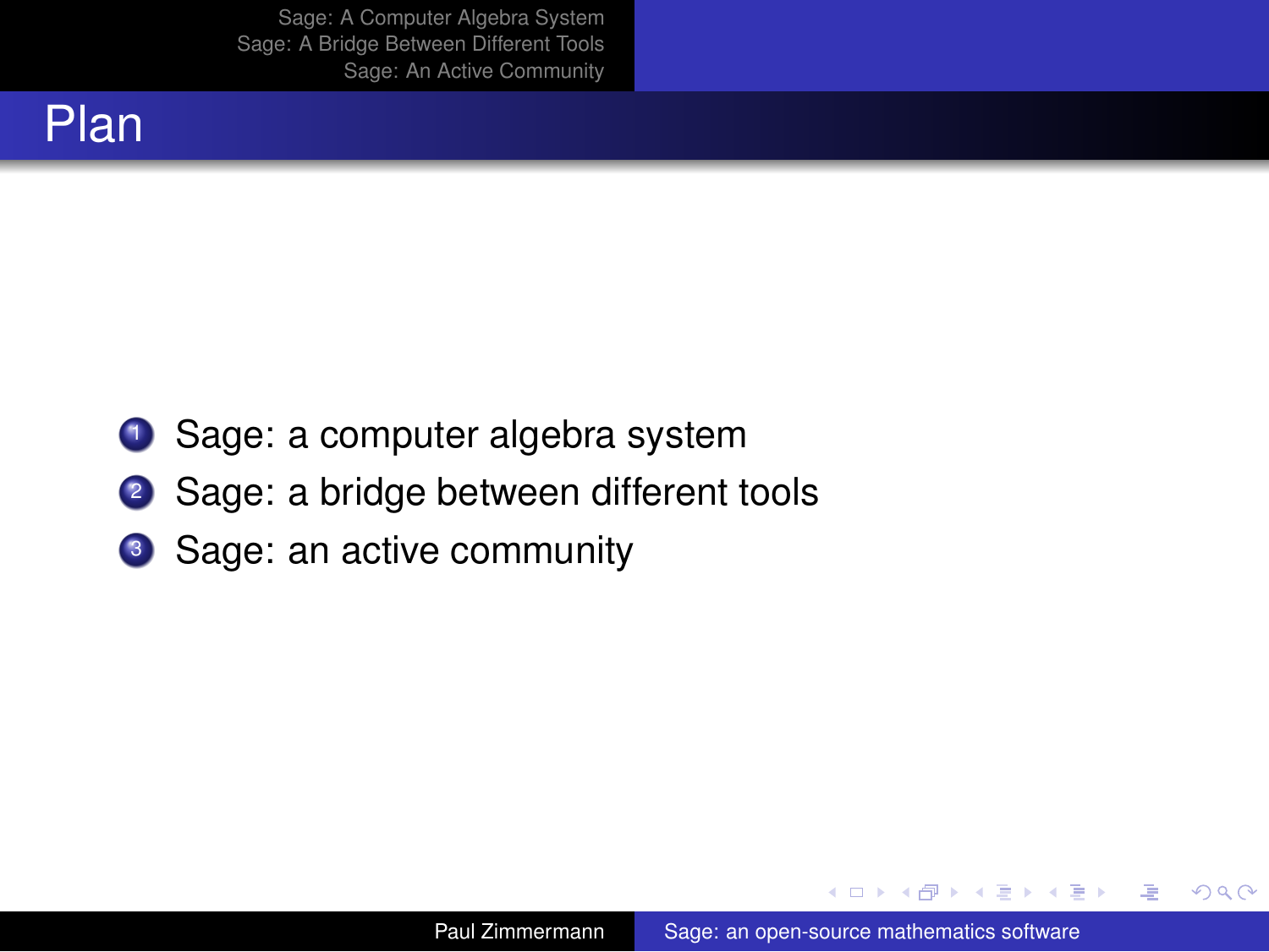# Plan

1. Sage: a computer algebra system
2. Sage: a bridge between different tools
3. Sage: an active community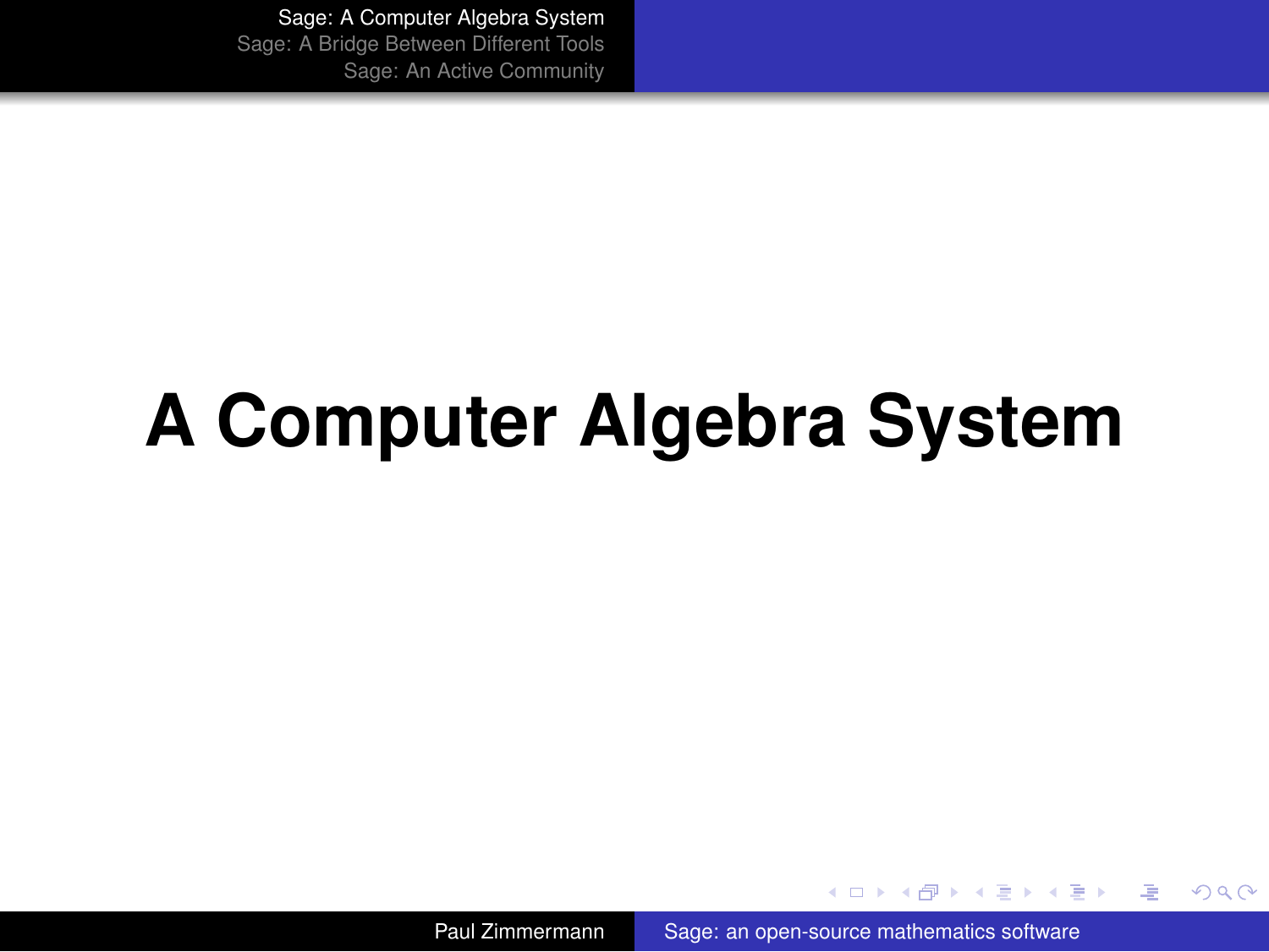# A Computer Algebra System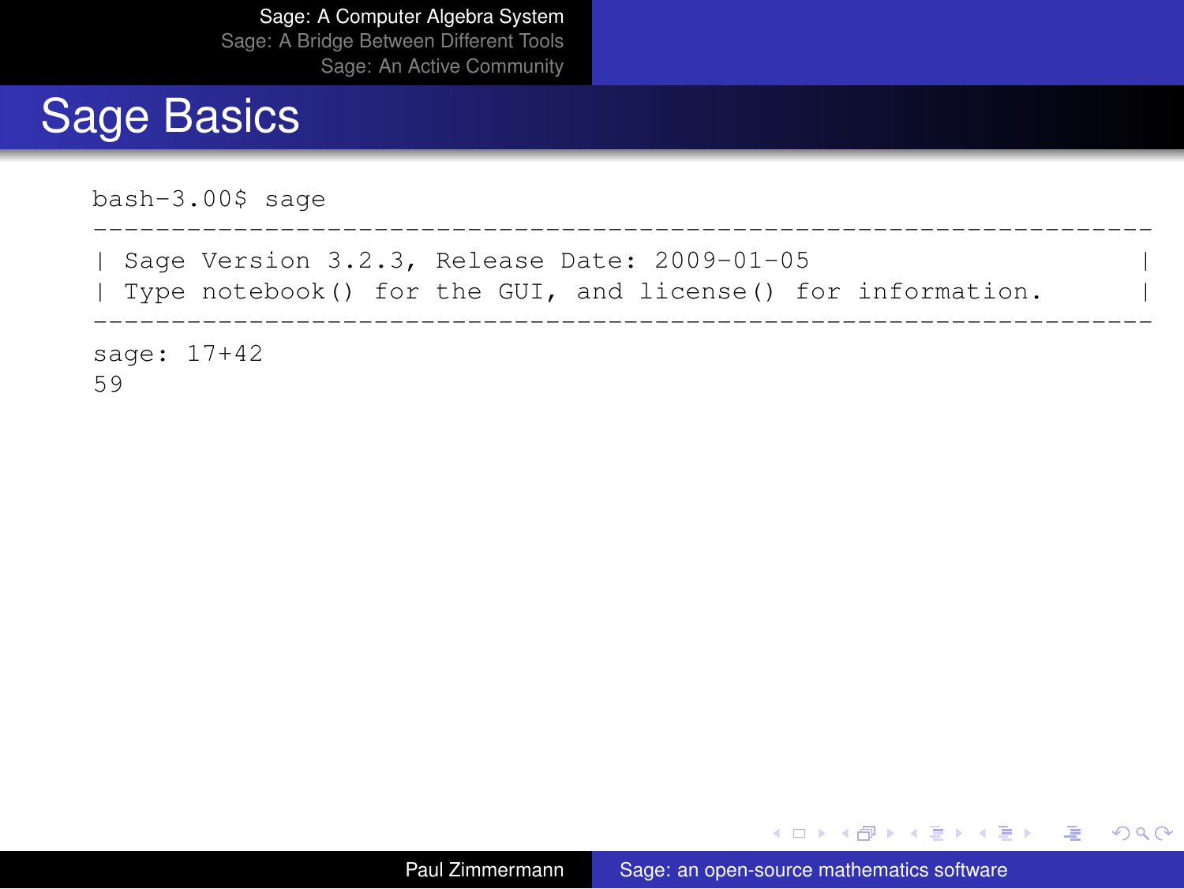# Sage Basics

```
bash-3.00$ sage
----------------------------------------------------------------------
| Sage Version 3.2.3, Release Date: 2009-01-05                       |
| Type notebook() for the GUI, and license() for information.        |
----------------------------------------------------------------------
sage: 17+42
59
```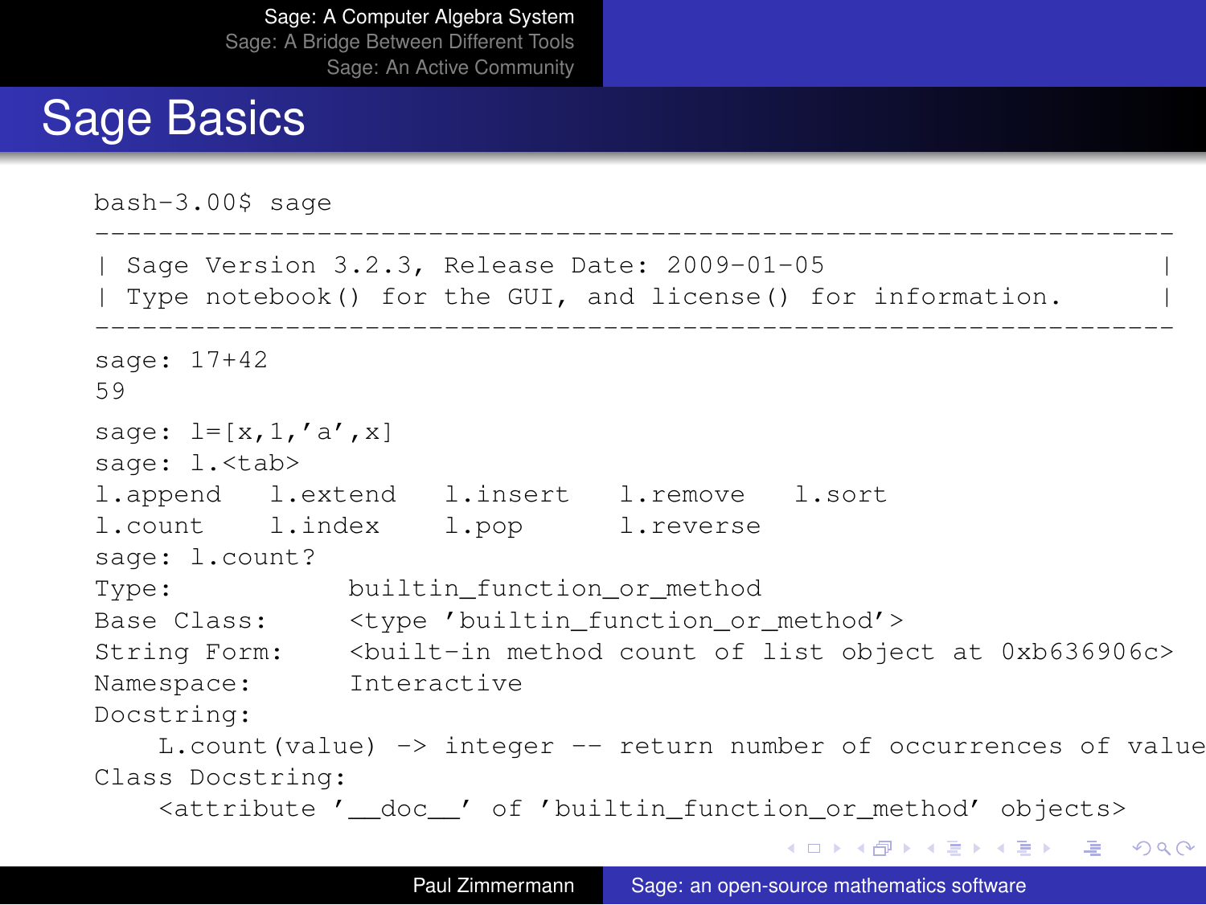# Sage Basics

```
bash-3.00$ sage
----------------------------------------------------------------------
| Sage Version 3.2.3, Release Date: 2009-01-05                       |
| Type notebook() for the GUI, and license() for information.        |
----------------------------------------------------------------------
sage: 17+42
59
sage: l=[x,1,'a',x]
sage: l.<tab>
l.append   l.extend   l.insert   l.remove   l.sort
l.count    l.index    l.pop      l.reverse
sage: l.count?
Type:           builtin_function_or_method
Base Class:     <type 'builtin_function_or_method'>
String Form:    <built-in method count of list object at 0xb636906c>
Namespace:      Interactive
Docstring:
    L.count(value) -> integer -- return number of occurrences of value
Class Docstring:
    <attribute '__doc__' of 'builtin_function_or_method' objects>
```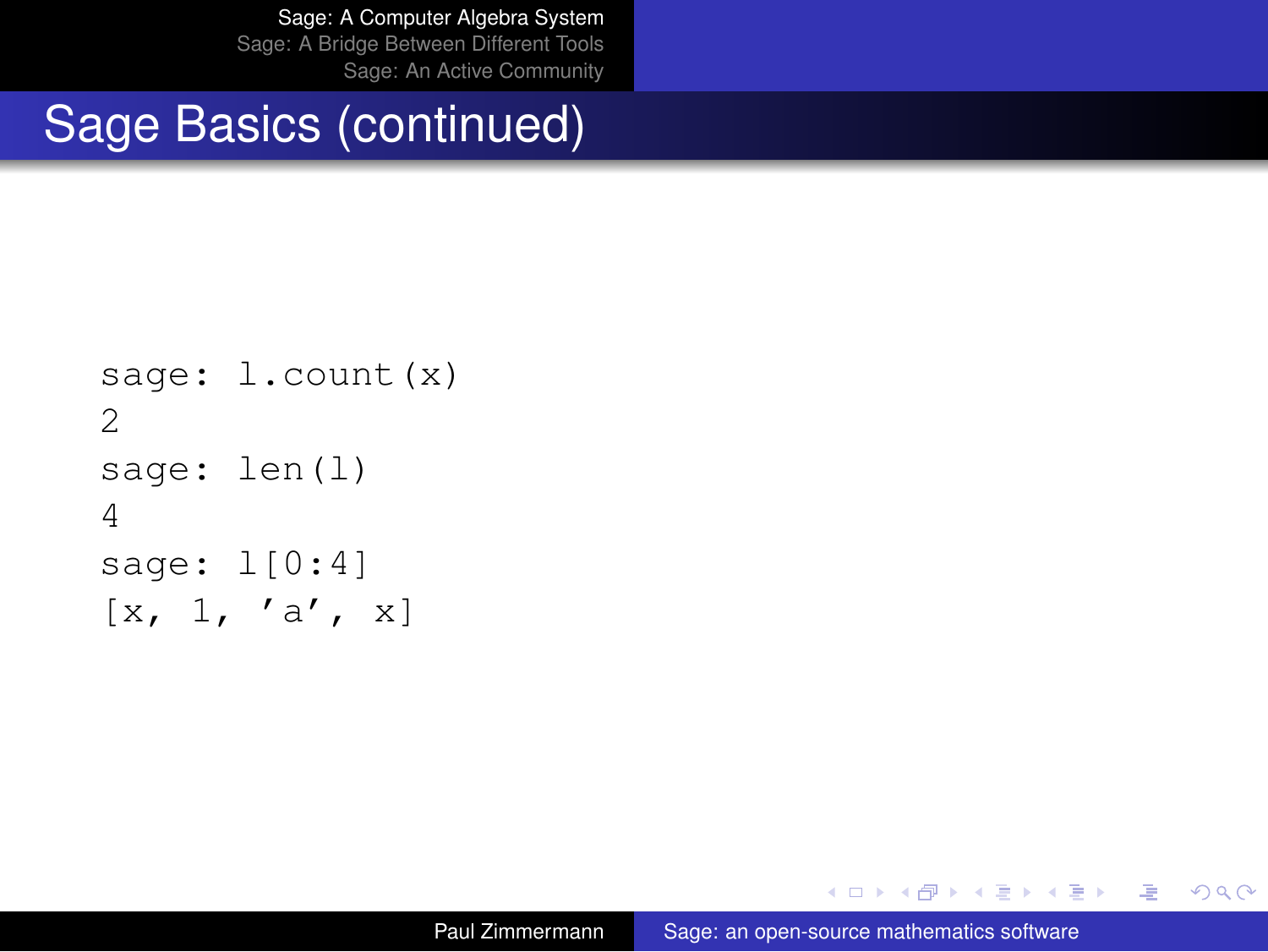# Sage Basics (continued)

```
sage: l.count(x)
2
sage: len(l)
4
sage: l[0:4]
[x, 1, 'a', x]
```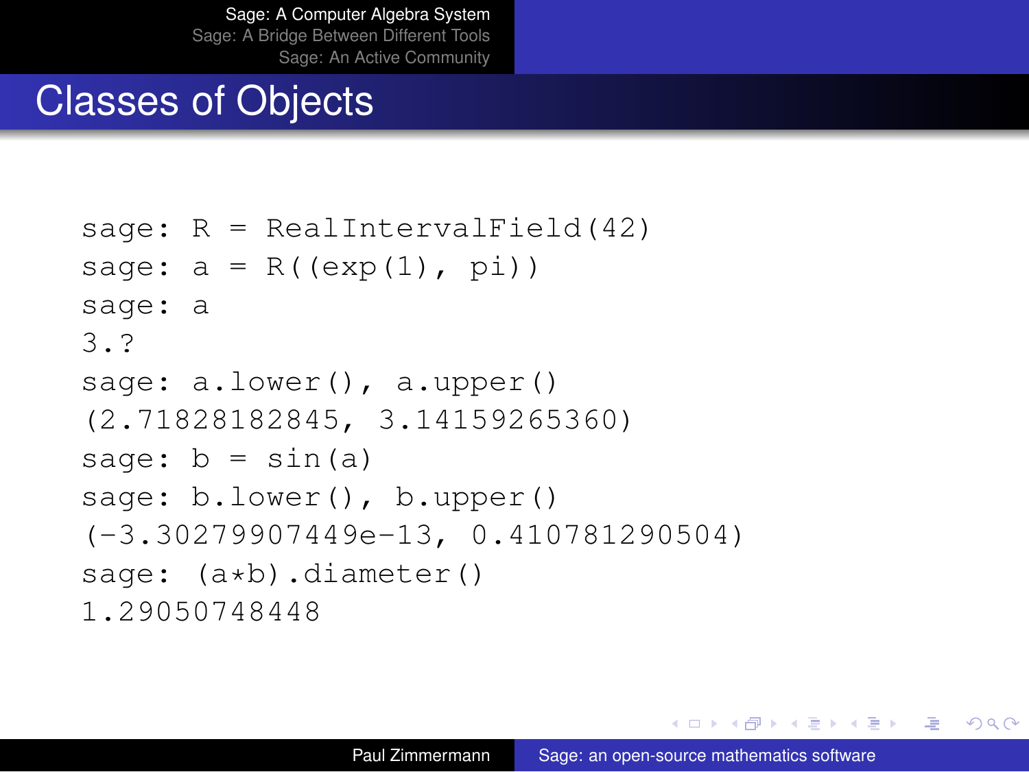# Classes of Objects

```
sage: R = RealIntervalField(42)
sage: a = R((exp(1), pi))
sage: a
3.?
sage: a.lower(), a.upper()
(2.71828182845, 3.14159265360)
sage: b = sin(a)
sage: b.lower(), b.upper()
(-3.30279907449e-13, 0.410781290504)
sage: (a*b).diameter()
1.29050748448
```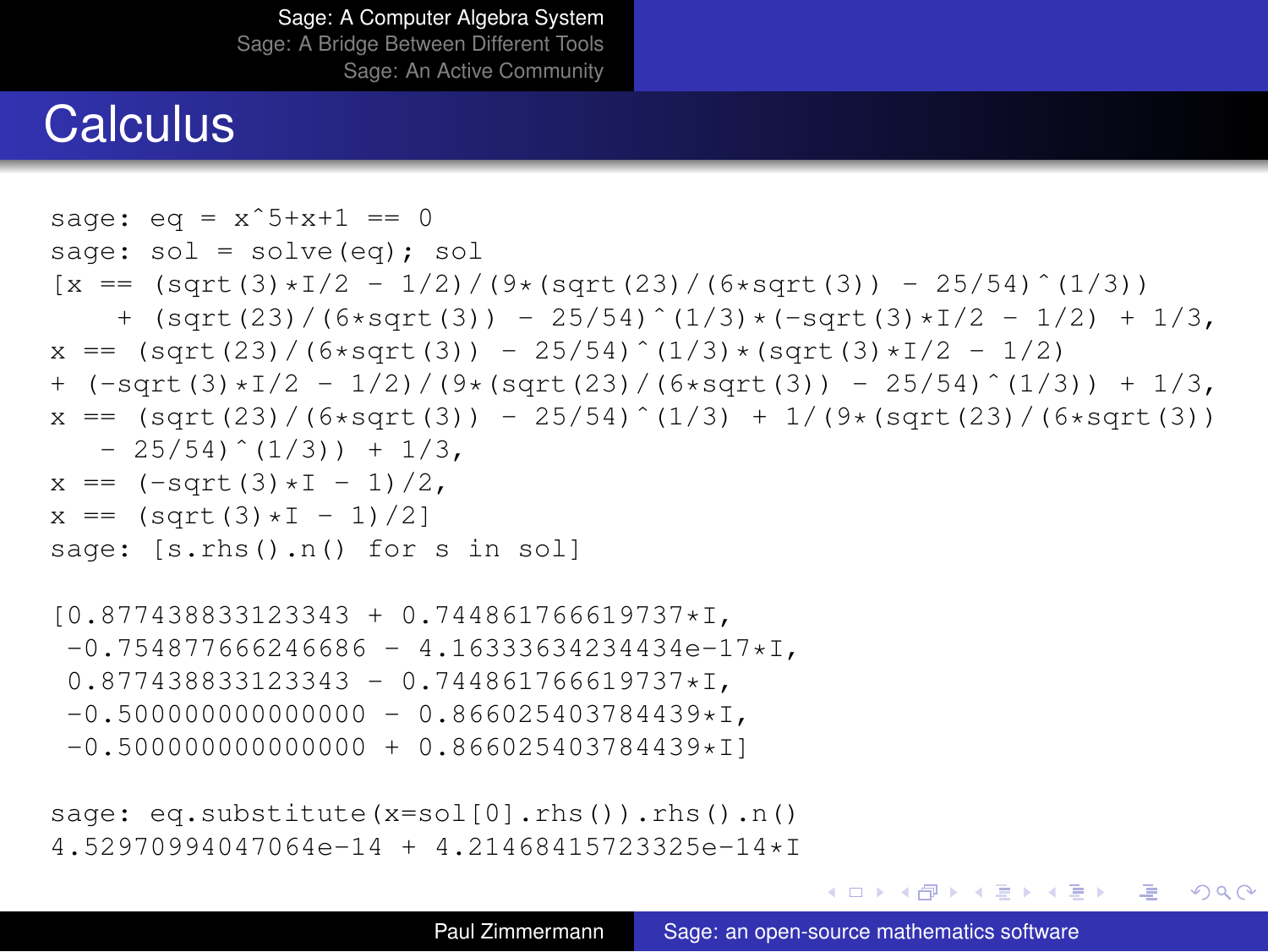# Calculus

```
sage: eq = x^5+x+1 == 0
sage: sol = solve(eq); sol
[x == (sqrt(3)*I/2 - 1/2)/(9*(sqrt(23)/(6*sqrt(3)) - 25/54)^(1/3))
    + (sqrt(23)/(6*sqrt(3)) - 25/54)^(1/3)*(-sqrt(3)*I/2 - 1/2) + 1/3,
x == (sqrt(23)/(6*sqrt(3)) - 25/54)^(1/3)*(sqrt(3)*I/2 - 1/2)
+ (-sqrt(3)*I/2 - 1/2)/(9*(sqrt(23)/(6*sqrt(3)) - 25/54)^(1/3)) + 1/3,
x == (sqrt(23)/(6*sqrt(3)) - 25/54)^(1/3) + 1/(9*(sqrt(23)/(6*sqrt(3))
   - 25/54)^(1/3)) + 1/3,
x == (-sqrt(3)*I - 1)/2,
x == (sqrt(3)*I - 1)/2]
sage: [s.rhs().n() for s in sol]

[0.877438833123343 + 0.744861766619737*I,
 -0.754877666246686 - 4.16333634234434e-17*I,
 0.877438833123343 - 0.744861766619737*I,
 -0.500000000000000 - 0.866025403784439*I,
 -0.500000000000000 + 0.866025403784439*I]

sage: eq.substitute(x=sol[0].rhs()).rhs().n()
4.52970994047064e-14 + 4.21468415723325e-14*I
```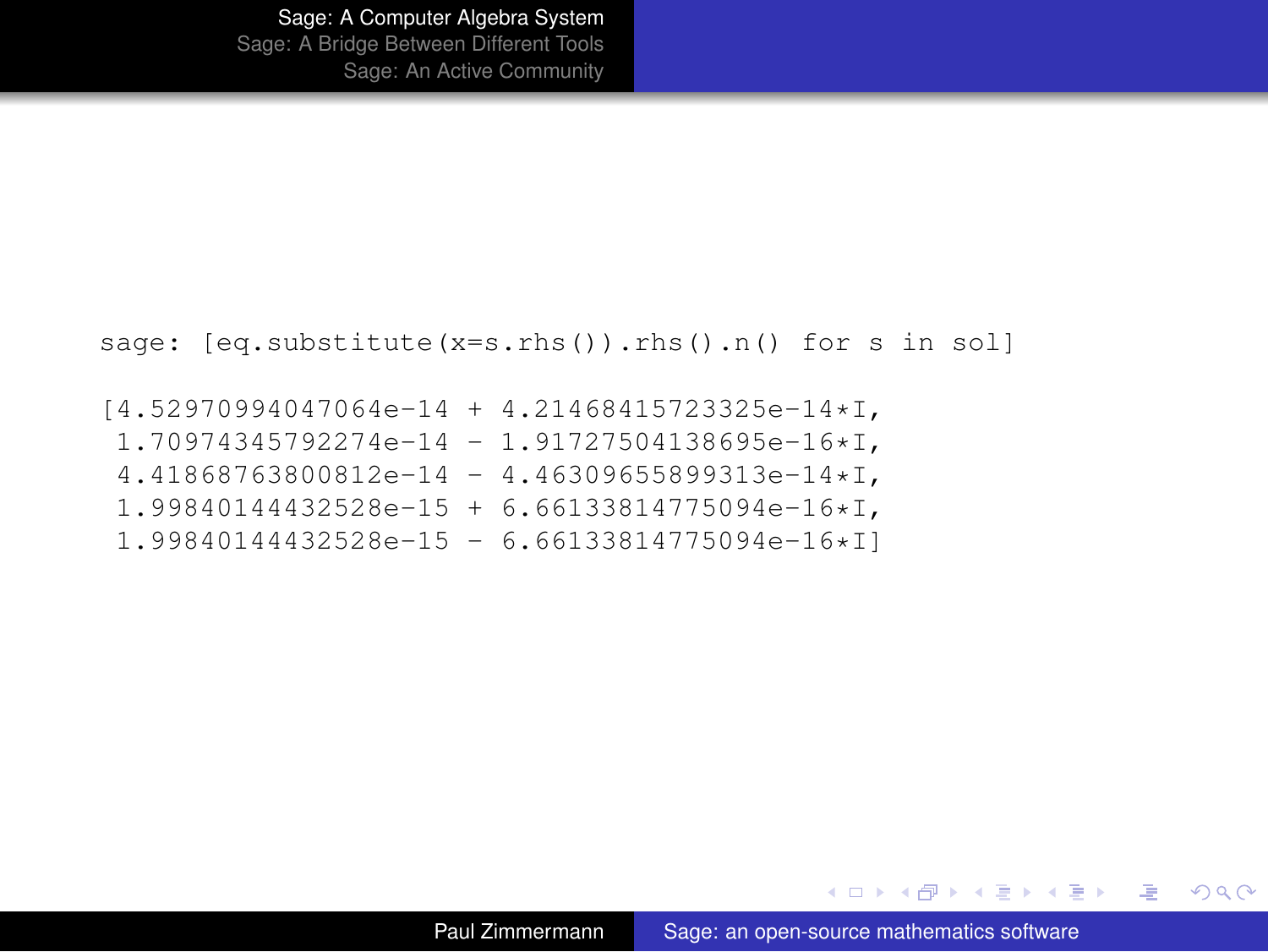```
sage: [eq.substitute(x=s.rhs()).rhs().n() for s in sol]

[4.52970994047064e-14 + 4.21468415723325e-14*I,
 1.70974345792274e-14 - 1.91727504138695e-16*I,
 4.41868763800812e-14 - 4.46309655899313e-14*I,
 1.99840144432528e-15 + 6.66133814775094e-16*I,
 1.99840144432528e-15 - 6.66133814775094e-16*I]
```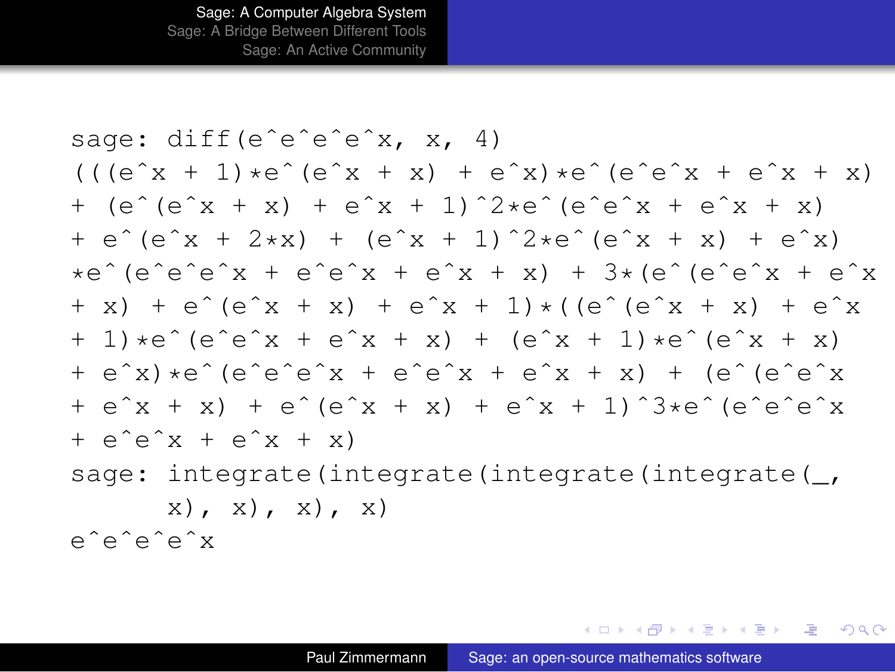```
sage: diff(e^e^e^e^x, x, 4)
(((e^x + 1)*e^(e^x + x) + e^x)*e^(e^e^x + e^x + x)
+ (e^(e^x + x) + e^x + 1)^2*e^(e^e^x + e^x + x)
+ e^(e^x + 2*x) + (e^x + 1)^2*e^(e^x + x) + e^x)
*e^(e^e^e^x + e^e^x + e^x + x) + 3*(e^(e^e^x + e^x
+ x) + e^(e^x + x) + e^x + 1)*((e^(e^x + x) + e^x
+ 1)*e^(e^e^x + e^x + x) + (e^x + 1)*e^(e^x + x)
+ e^x)*e^(e^e^e^x + e^e^x + e^x + x) + (e^(e^e^x
+ e^x + x) + e^(e^x + x) + e^x + 1)^3*e^(e^e^e^x
+ e^e^x + e^x + x)
sage: integrate(integrate(integrate(integrate(_,
      x), x), x), x)
e^e^e^e^x
```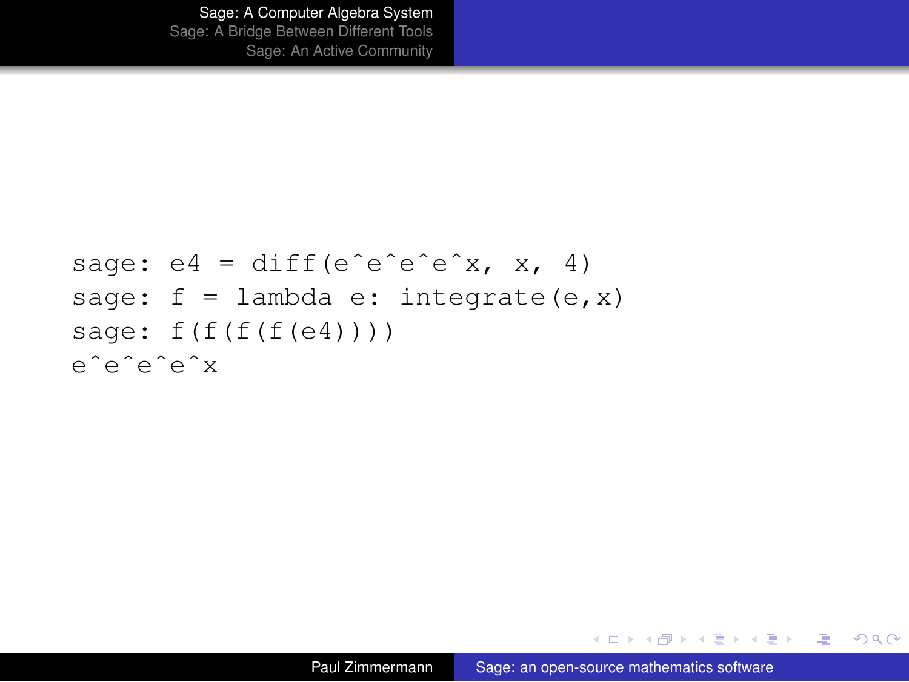```
sage: e4 = diff(e^e^e^e^x, x, 4)
sage: f = lambda e: integrate(e,x)
sage: f(f(f(f(e4))))
e^e^e^e^x
```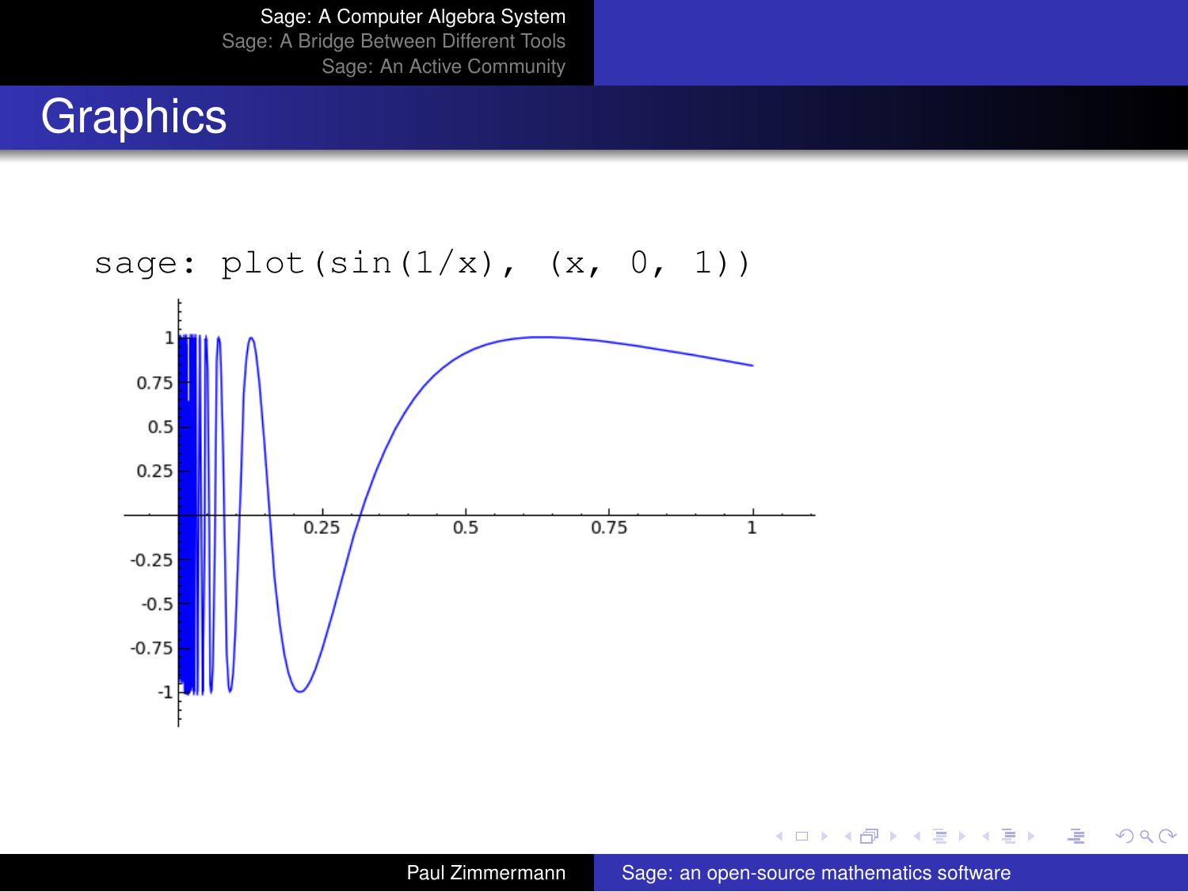# Graphics

```
sage: plot(sin(1/x), (x, 0, 1))
```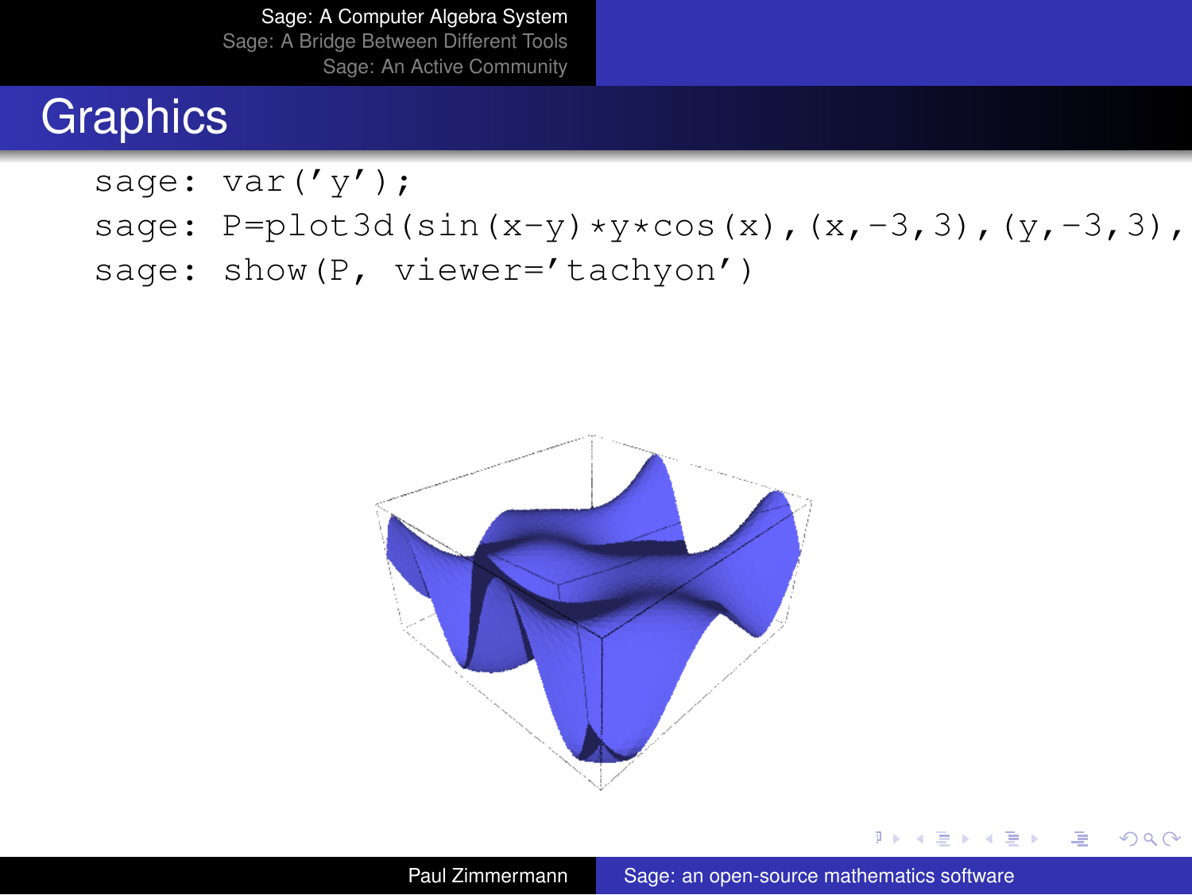## Graphics

```
sage: var('y');
sage: P=plot3d(sin(x-y)*y*cos(x),(x,-3,3),(y,-3,3),
sage: show(P, viewer='tachyon')
```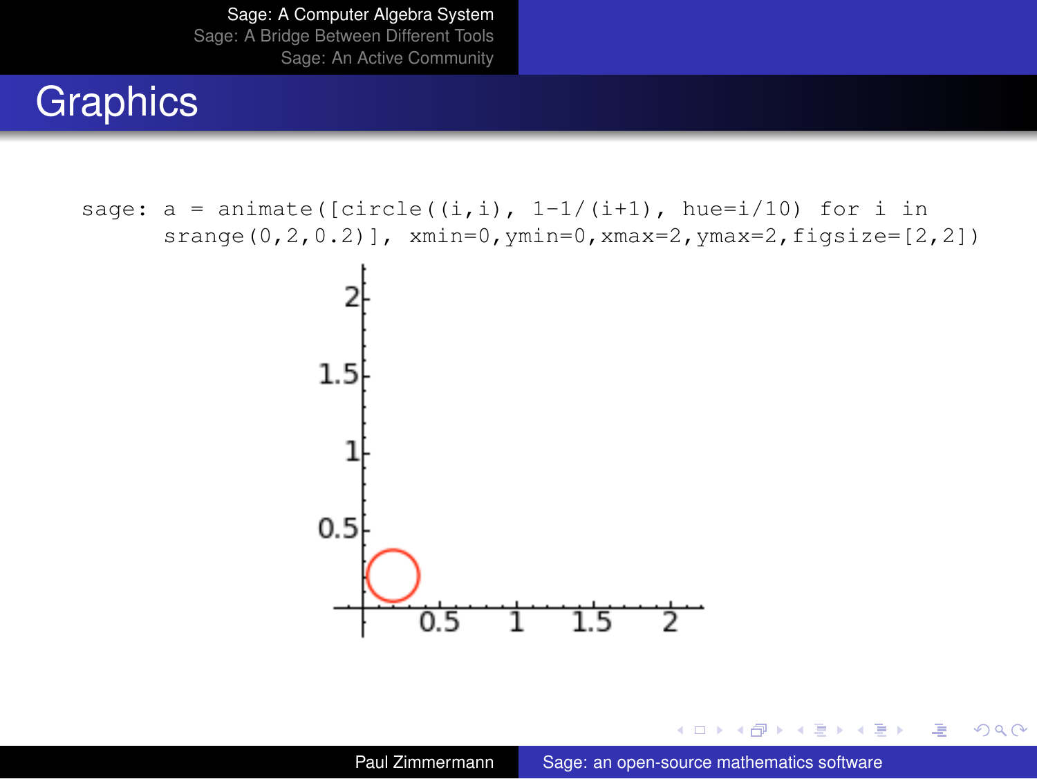# Graphics

```
sage: a = animate([circle((i,i), 1-1/(i+1), hue=i/10) for i in
      srange(0,2,0.2)], xmin=0,ymin=0,xmax=2,ymax=2,figsize=[2,2])
```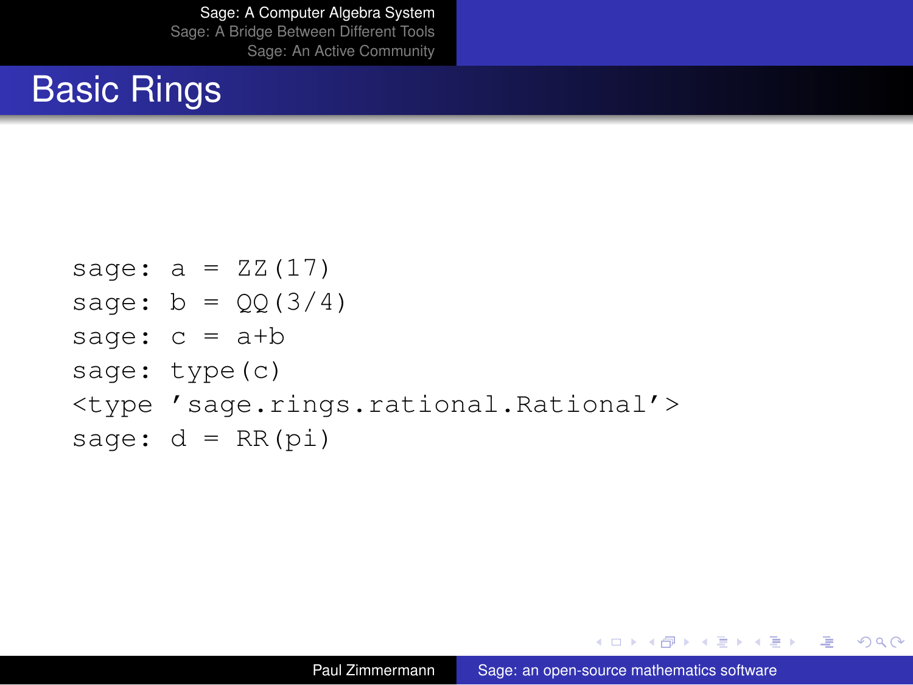# Basic Rings

```
sage: a = ZZ(17)
sage: b = QQ(3/4)
sage: c = a+b
sage: type(c)
<type 'sage.rings.rational.Rational'>
sage: d = RR(pi)
```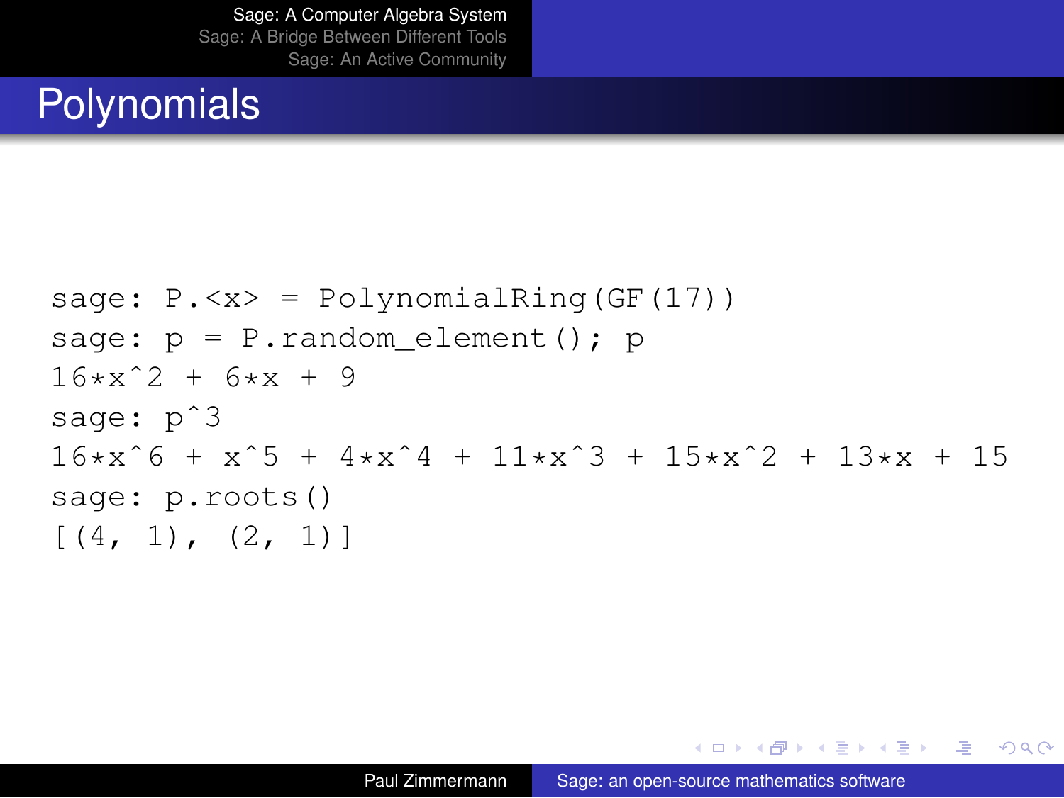# Polynomials

```
sage: P.<x> = PolynomialRing(GF(17))
sage: p = P.random_element(); p
16*x^2 + 6*x + 9
sage: p^3
16*x^6 + x^5 + 4*x^4 + 11*x^3 + 15*x^2 + 13*x + 15
sage: p.roots()
[(4, 1), (2, 1)]
```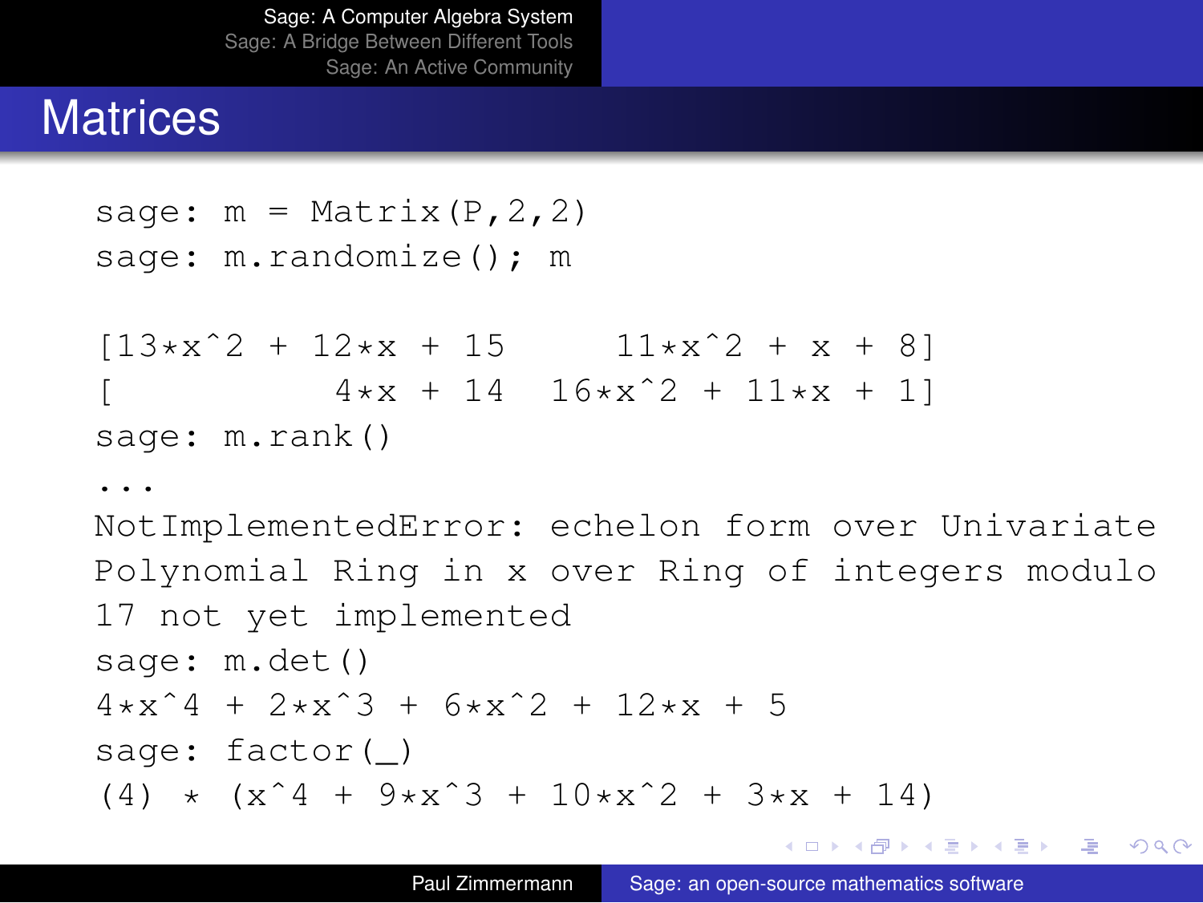# Matrices

```
sage: m = Matrix(P,2,2)
sage: m.randomize(); m

[13*x^2 + 12*x + 15      11*x^2 + x + 8]
[          4*x + 14  16*x^2 + 11*x + 1]
sage: m.rank()
...
NotImplementedError: echelon form over Univariate
Polynomial Ring in x over Ring of integers modulo
17 not yet implemented
sage: m.det()
4*x^4 + 2*x^3 + 6*x^2 + 12*x + 5
sage: factor(_)
(4) * (x^4 + 9*x^3 + 10*x^2 + 3*x + 14)
```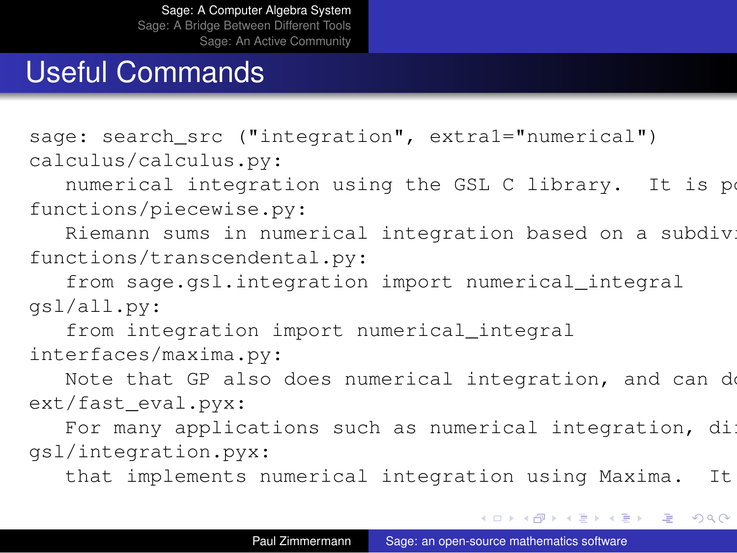# Useful Commands

```
sage: search_src ("integration", extra1="numerical")
calculus/calculus.py:
   numerical integration using the GSL C library.  It is po
functions/piecewise.py:
   Riemann sums in numerical integration based on a subdivi
functions/transcendental.py:
   from sage.gsl.integration import numerical_integral
gsl/all.py:
   from integration import numerical_integral
interfaces/maxima.py:
   Note that GP also does numerical integration, and can do
ext/fast_eval.pyx:
   For many applications such as numerical integration, di
gsl/integration.pyx:
   that implements numerical integration using Maxima.  It
```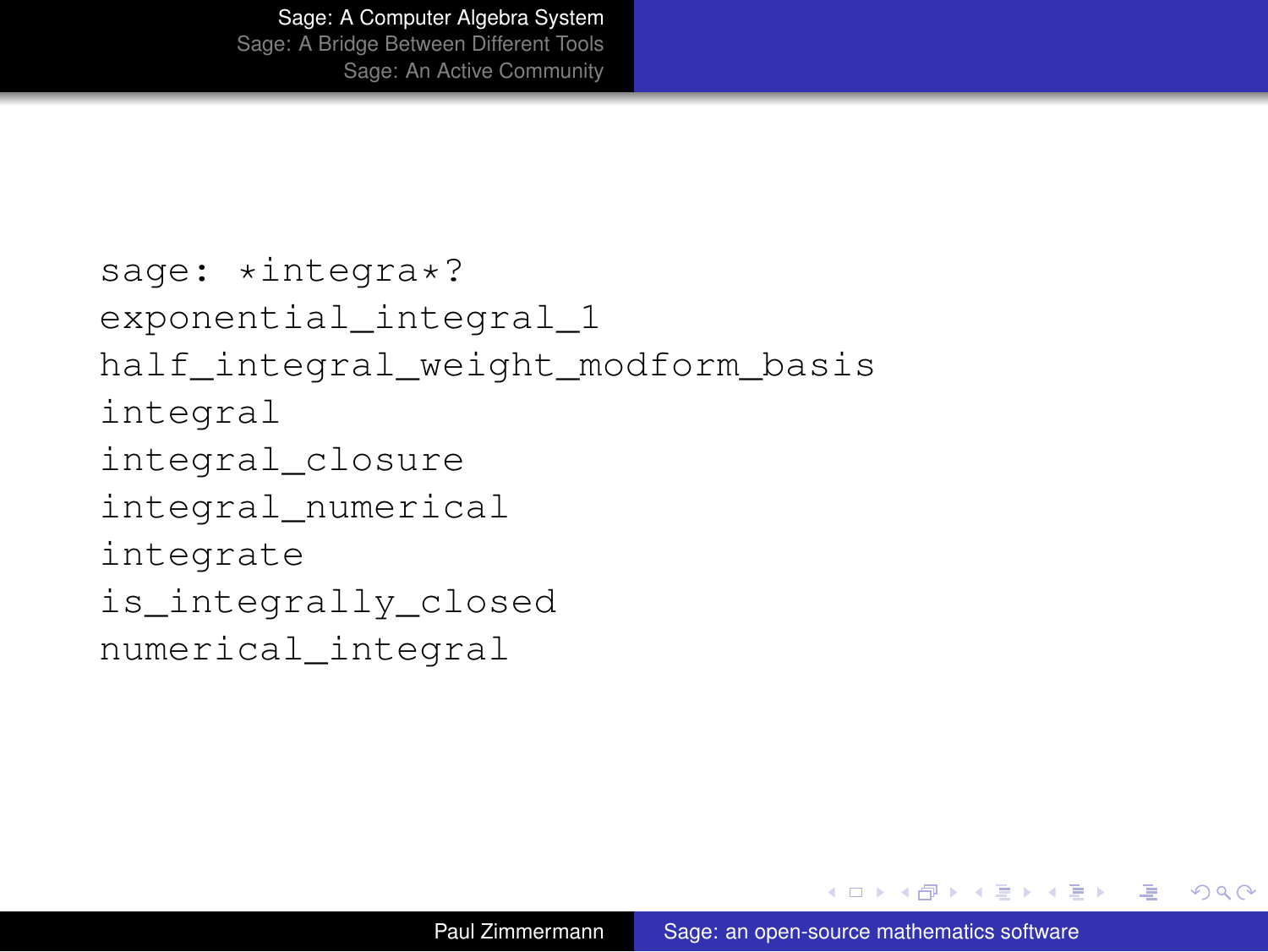```
sage: *integra*?
exponential_integral_1
half_integral_weight_modform_basis
integral
integral_closure
integral_numerical
integrate
is_integrally_closed
numerical_integral
```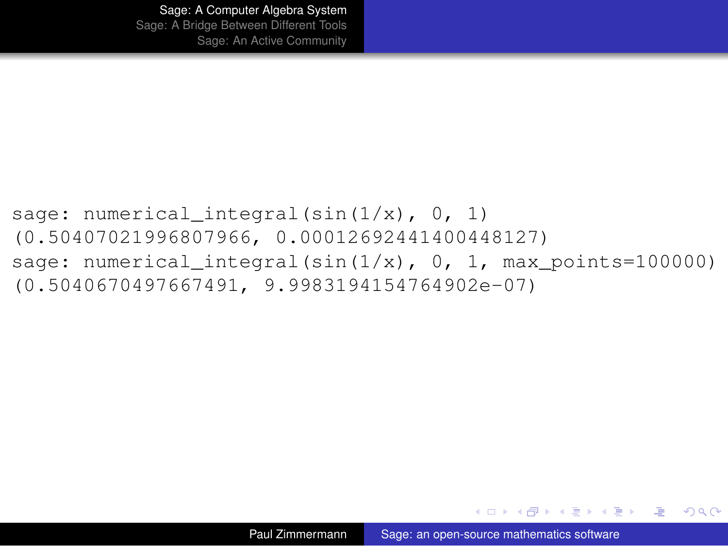```
sage: numerical_integral(sin(1/x), 0, 1)
(0.50407021996807966, 0.00012692441400448127)
sage: numerical_integral(sin(1/x), 0, 1, max_points=100000)
(0.5040670497667491, 9.9983194154764902e-07)
```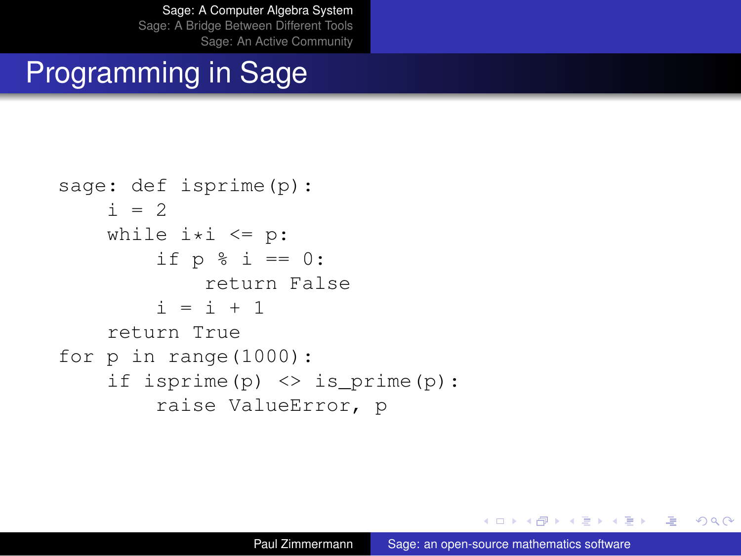# Programming in Sage

```
sage: def isprime(p):
    i = 2
    while i*i <= p:
        if p % i == 0:
            return False
        i = i + 1
    return True
for p in range(1000):
    if isprime(p) <> is_prime(p):
        raise ValueError, p
```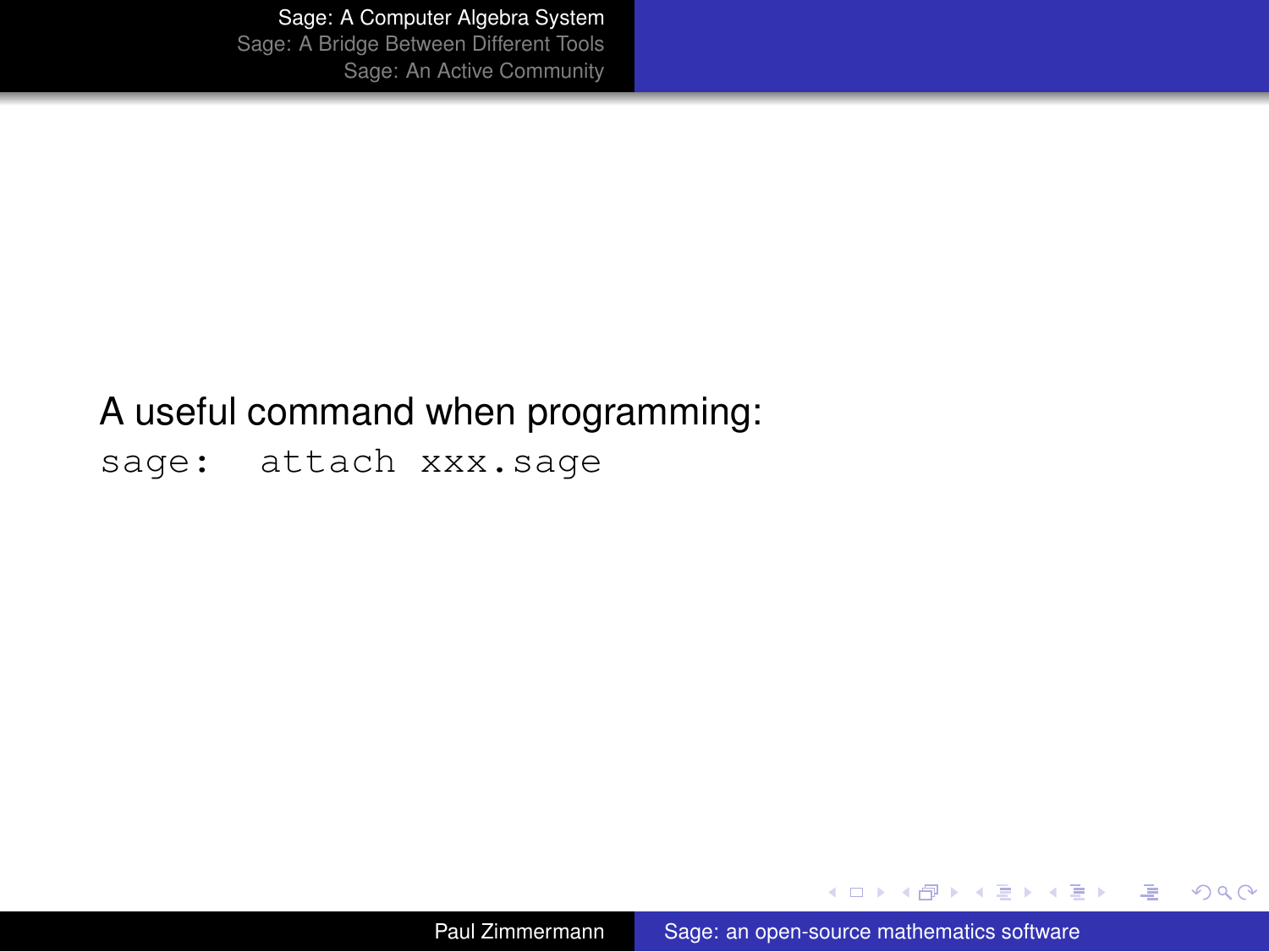A useful command when programming:

```
sage:  attach xxx.sage
```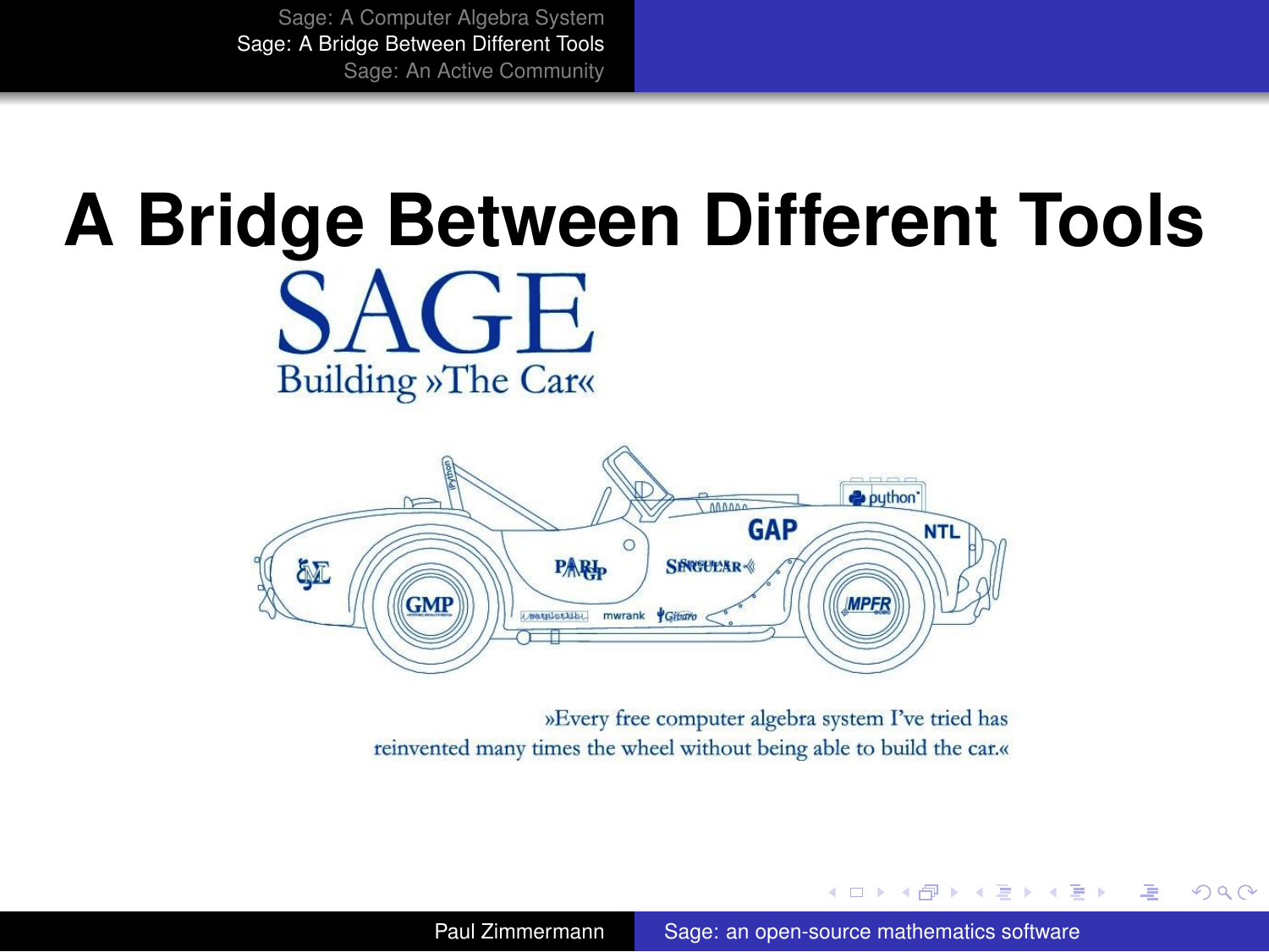# A Bridge Between Different Tools

SAGE

Building »The Car«

»Every free computer algebra system I've tried has reinvented many times the wheel without being able to build the car.«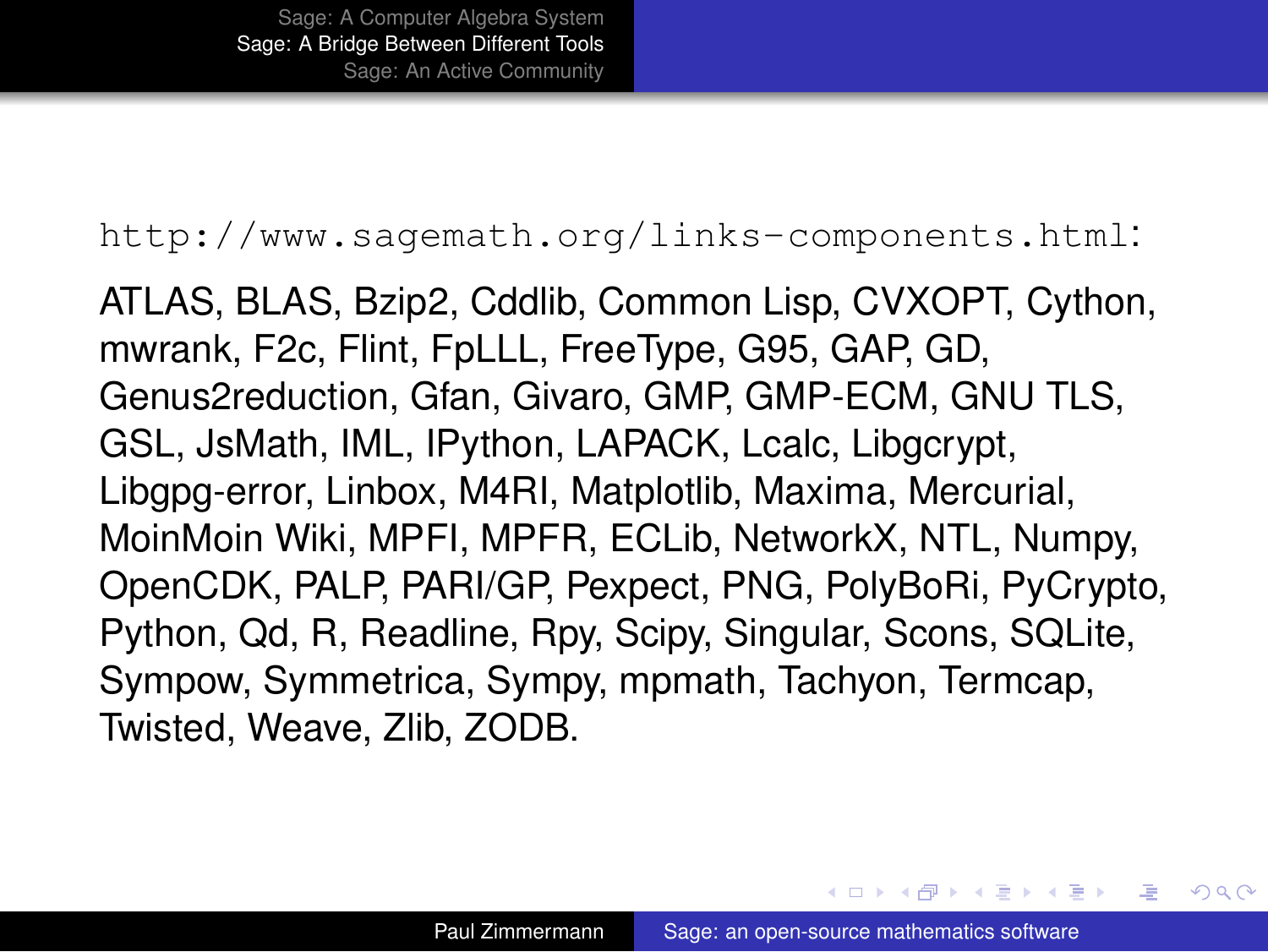`http://www.sagemath.org/links-components.html`:

ATLAS, BLAS, Bzip2, Cddlib, Common Lisp, CVXOPT, Cython, mwrank, F2c, Flint, FpLLL, FreeType, G95, GAP, GD, Genus2reduction, Gfan, Givaro, GMP, GMP-ECM, GNU TLS, GSL, JsMath, IML, IPython, LAPACK, Lcalc, Libgcrypt, Libgpg-error, Linbox, M4RI, Matplotlib, Maxima, Mercurial, MoinMoin Wiki, MPFI, MPFR, ECLib, NetworkX, NTL, Numpy, OpenCDK, PALP, PARI/GP, Pexpect, PNG, PolyBoRi, PyCrypto, Python, Qd, R, Readline, Rpy, Scipy, Singular, Scons, SQLite, Sympow, Symmetrica, Sympy, mpmath, Tachyon, Termcap, Twisted, Weave, Zlib, ZODB.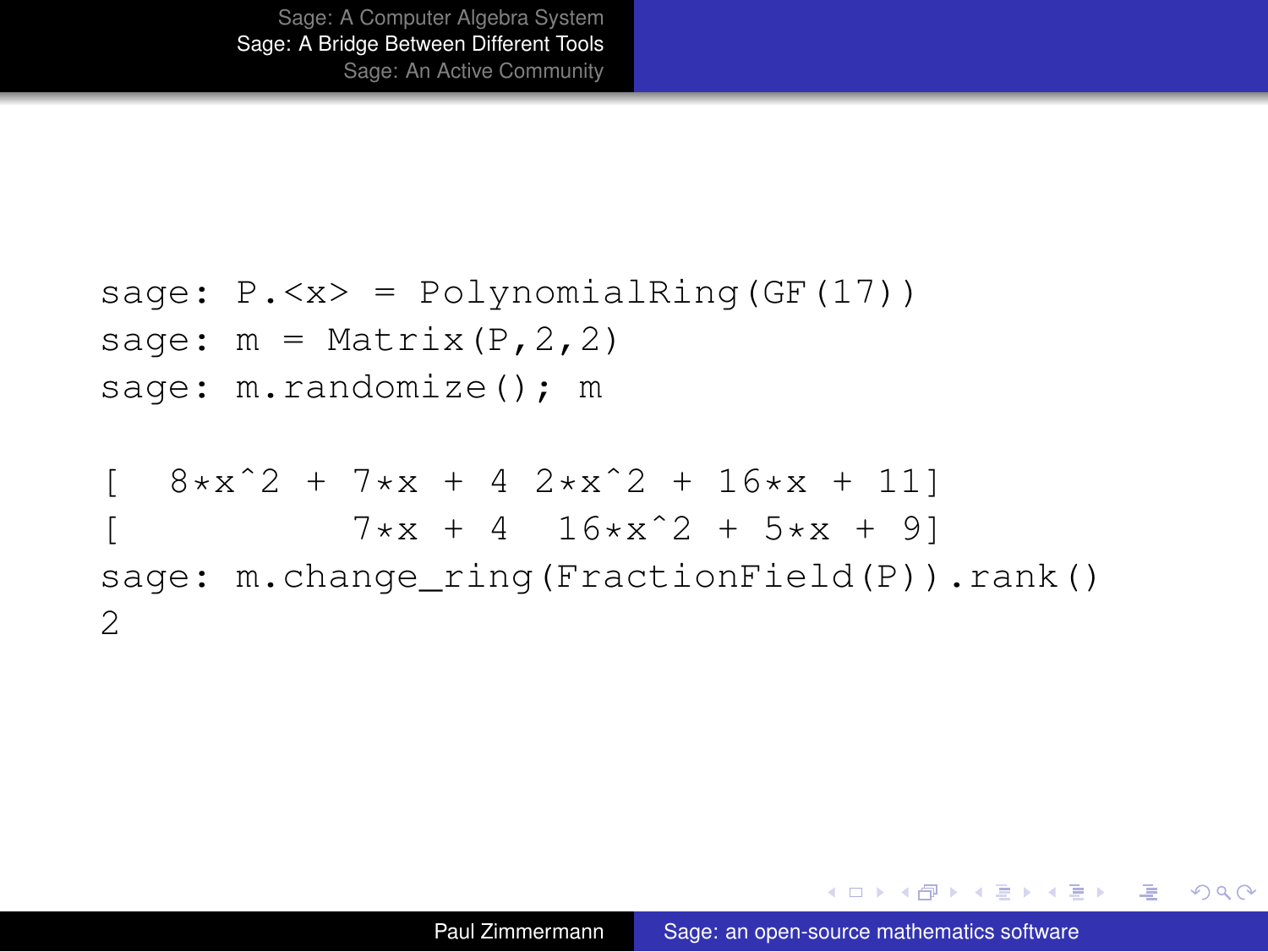```
sage: P.<x> = PolynomialRing(GF(17))
sage: m = Matrix(P,2,2)
sage: m.randomize(); m

[  8*x^2 + 7*x + 4 2*x^2 + 16*x + 11]
[          7*x + 4  16*x^2 + 5*x + 9]
sage: m.change_ring(FractionField(P)).rank()
2
```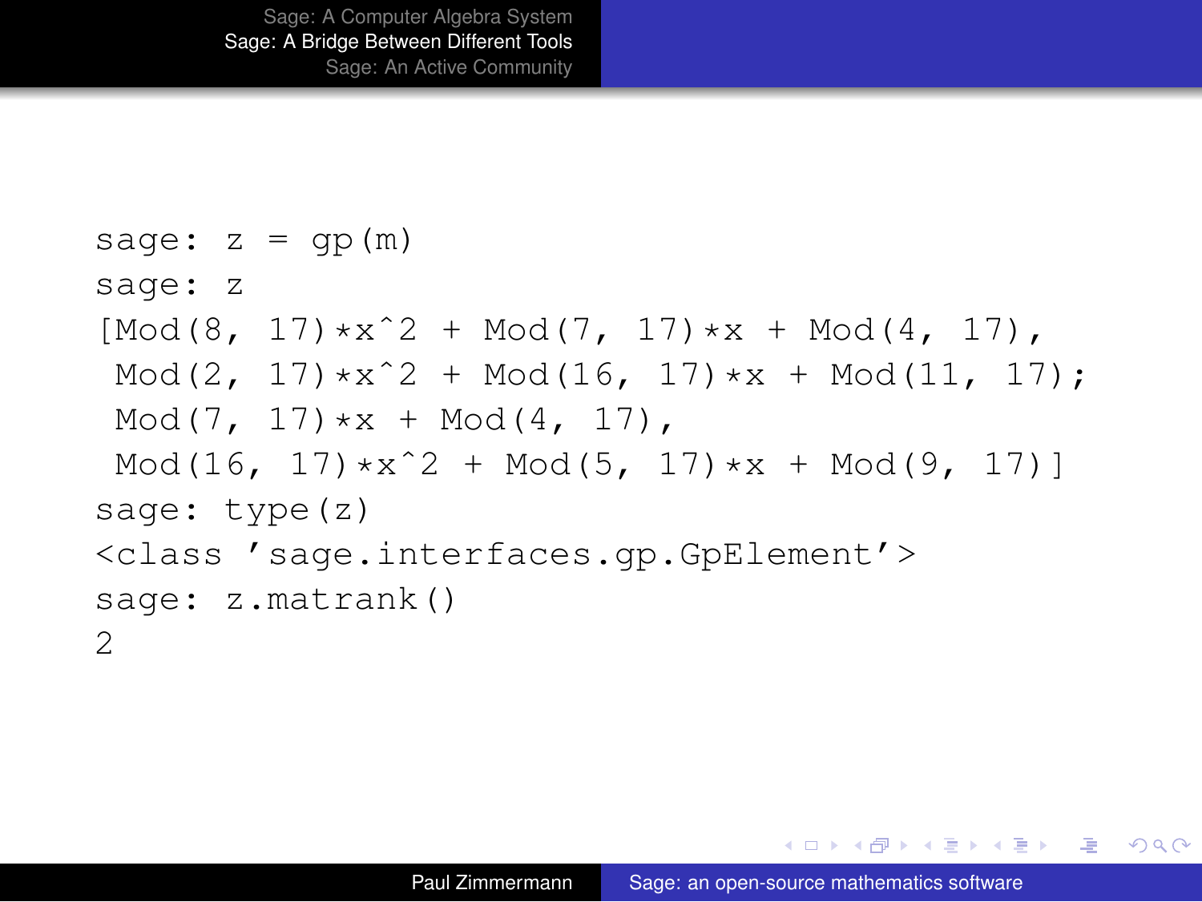```
sage: z = gp(m)
sage: z
[Mod(8, 17)*x^2 + Mod(7, 17)*x + Mod(4, 17),
 Mod(2, 17)*x^2 + Mod(16, 17)*x + Mod(11, 17);
 Mod(7, 17)*x + Mod(4, 17),
 Mod(16, 17)*x^2 + Mod(5, 17)*x + Mod(9, 17)]
sage: type(z)
<class 'sage.interfaces.gp.GpElement'>
sage: z.matrank()
2
```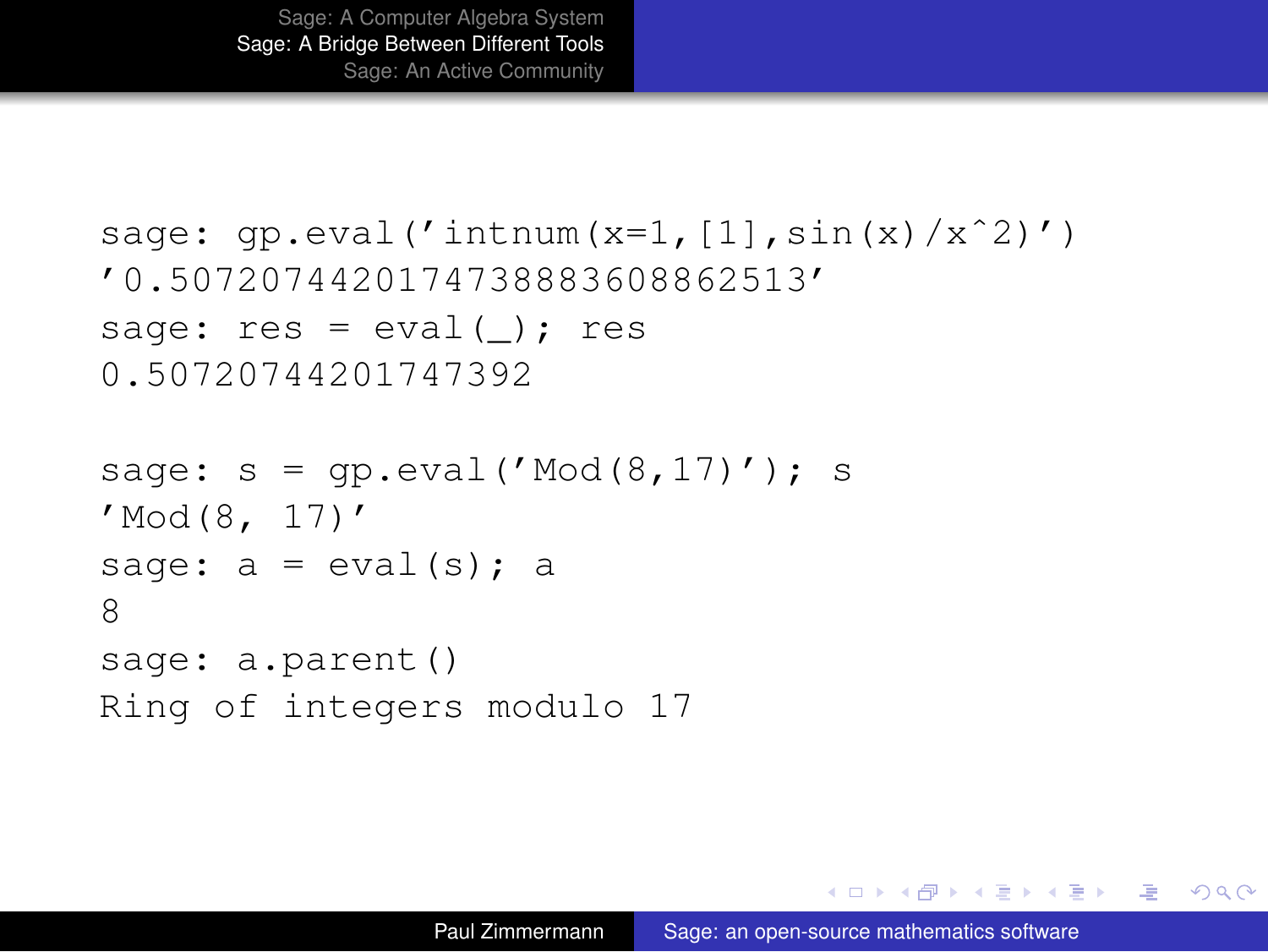```
sage: gp.eval('intnum(x=1,[1],sin(x)/x^2)')
'0.50720744201747388836088625l3'
sage: res = eval(_); res
0.5072074420174739​2
```

```
sage: s = gp.eval('Mod(8,17)'); s
'Mod(8, 17)'
sage: a = eval(s); a
8
sage: a.parent()
Ring of integers modulo 17
```

```
sage: gp.eval('intnum(x=1,[1],sin(x)/x^2)')
'0.5072074420174738883608862513'
sage: res = eval(_); res
0.5072074420174739​2
```

```
sage: s = gp.eval('Mod(8,17)'); s
'Mod(8, 17)'
sage: a = eval(s); a
8
sage: a.parent()
Ring of integers modulo 17
```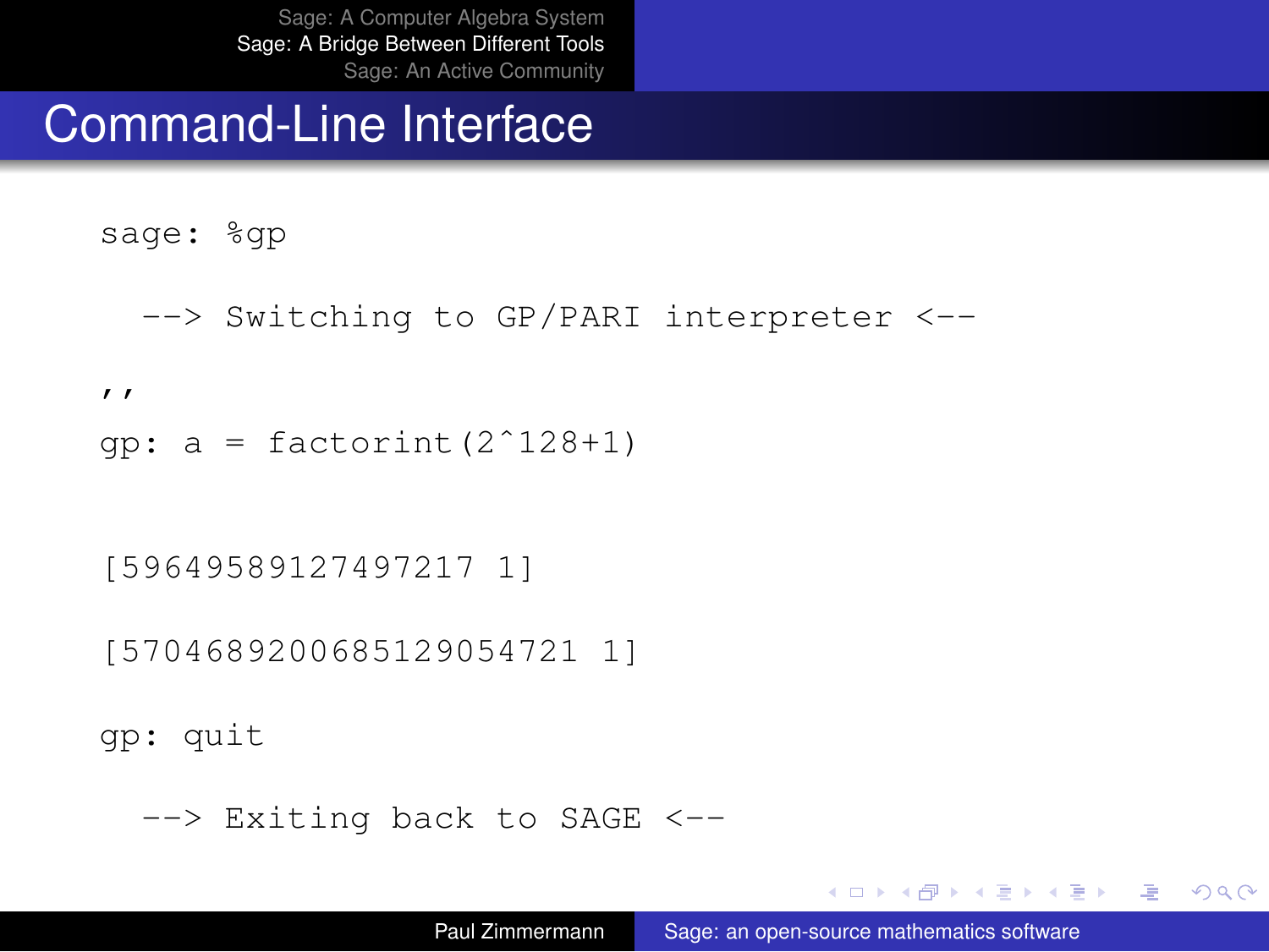# Command-Line Interface

```
sage: %gp

  --> Switching to GP/PARI interpreter <--

''
gp: a = factorint(2^128+1)


[59649589127497217 1]

[5704689200685129054721 1]

gp: quit

  --> Exiting back to SAGE <--
```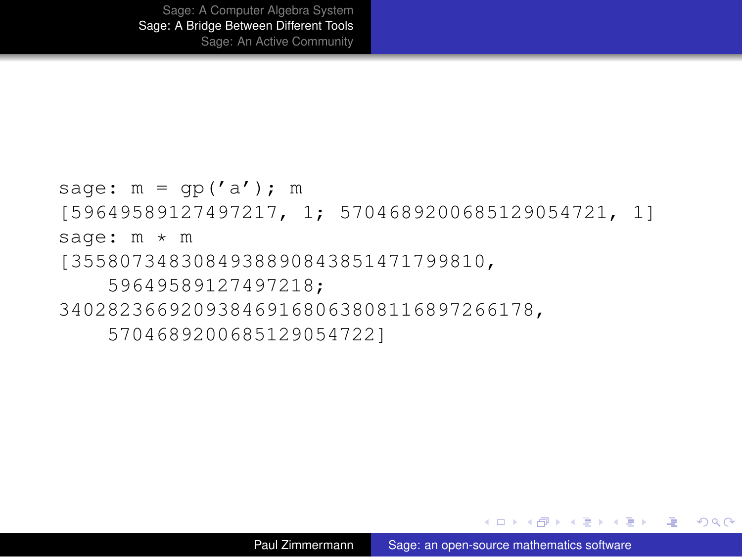```
sage: m = gp('a'); m
[59649589127497217, 1; 5704689200685129054721, 1]
sage: m * m
[355807348308493889084385147179981O,
    59649589127497218;
340282366920938463168063808116897266178,
    5704689200685129054722]
```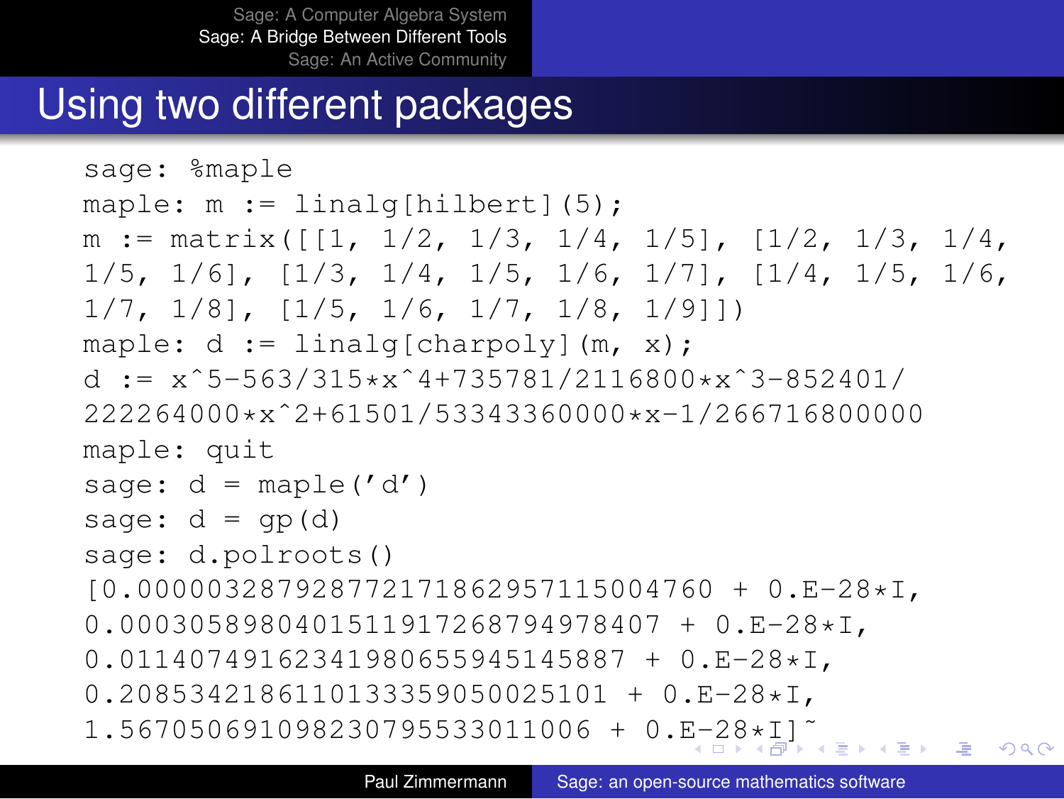# Using two different packages

```
sage: %maple
maple: m := linalg[hilbert](5);
m := matrix([[1, 1/2, 1/3, 1/4, 1/5], [1/2, 1/3, 1/4,
1/5, 1/6], [1/3, 1/4, 1/5, 1/6, 1/7], [1/4, 1/5, 1/6,
1/7, 1/8], [1/5, 1/6, 1/7, 1/8, 1/9]])
maple: d := linalg[charpoly](m, x);
d := x^5-563/315*x^4+735781/2116800*x^3-852401/
222264000*x^2+61501/53343360000*x-1/266716800000
maple: quit
sage: d = maple('d')
sage: d = gp(d)
sage: d.polroots()
[0.000003287928772171862957115004760 + 0.E-28*I,
0.0003058980401511917268794978407 + 0.E-28*I,
0.01140749162341980655945145887 + 0.E-28*I,
0.2085342186110133359050025101 + 0.E-28*I,
1.567050691098230795533011006 + 0.E-28*I]~
```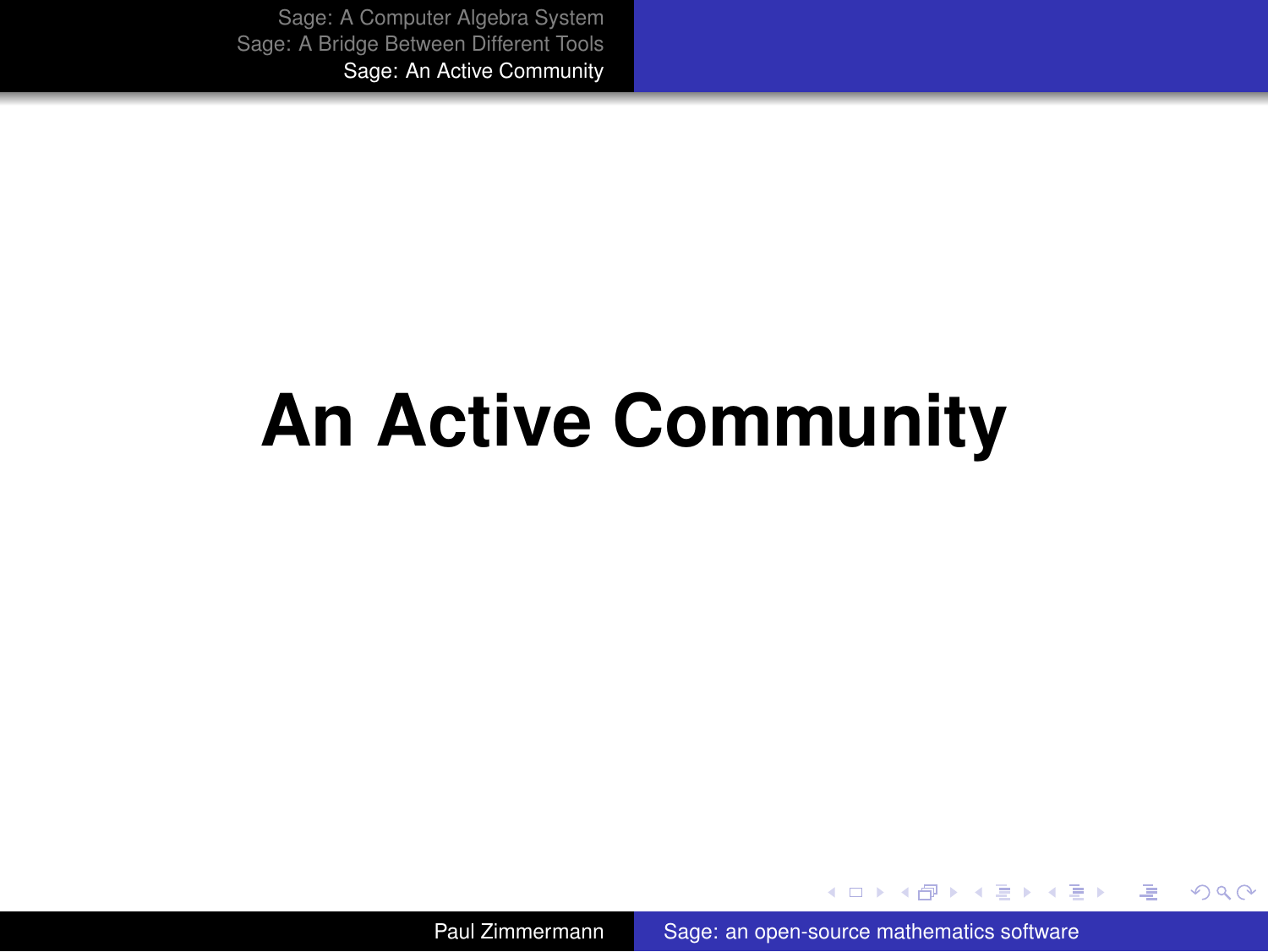# An Active Community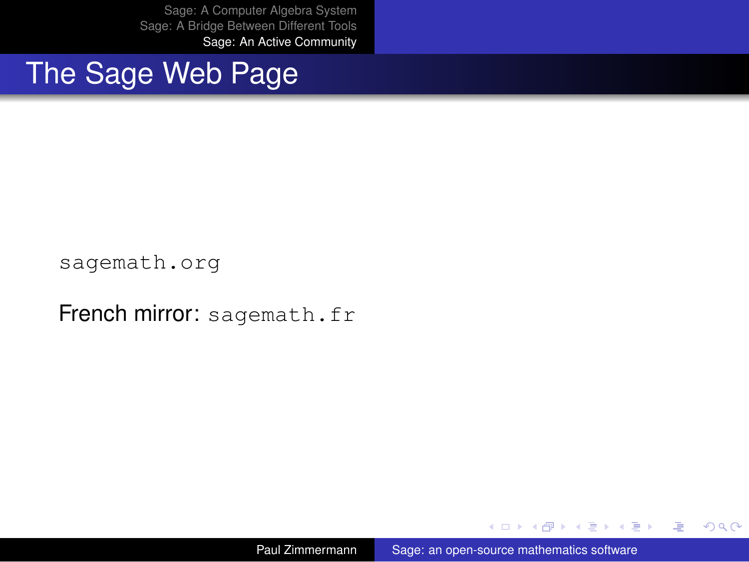# The Sage Web Page

`sagemath.org`

French mirror: `sagemath.fr`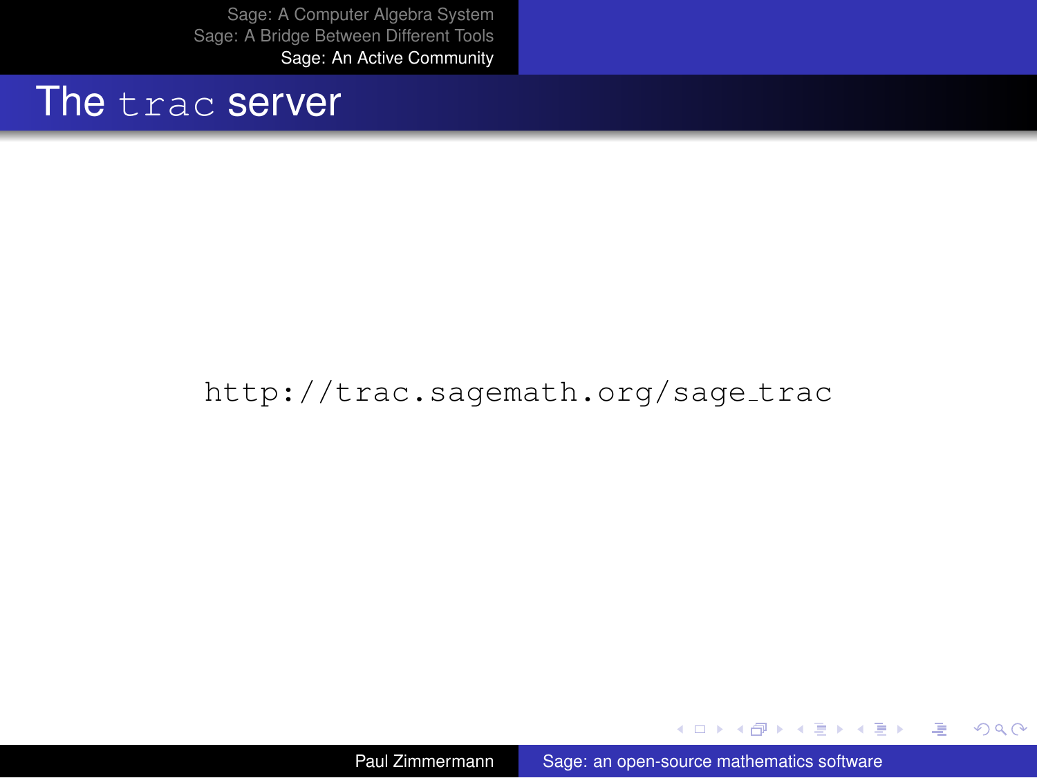# The `trac` server

http://trac.sagemath.org/sage_trac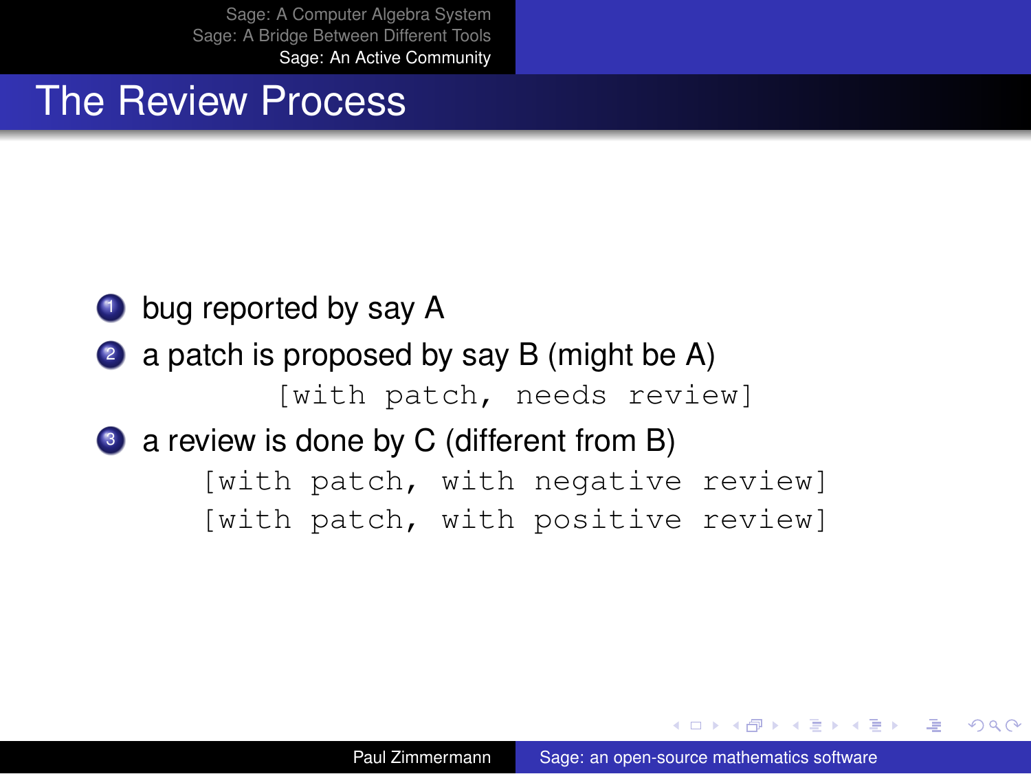# The Review Process

1. bug reported by say A
2. a patch is proposed by say B (might be A)

   `[with patch, needs review]`

3. a review is done by C (different from B)

   `[with patch, with negative review]`

   `[with patch, with positive review]`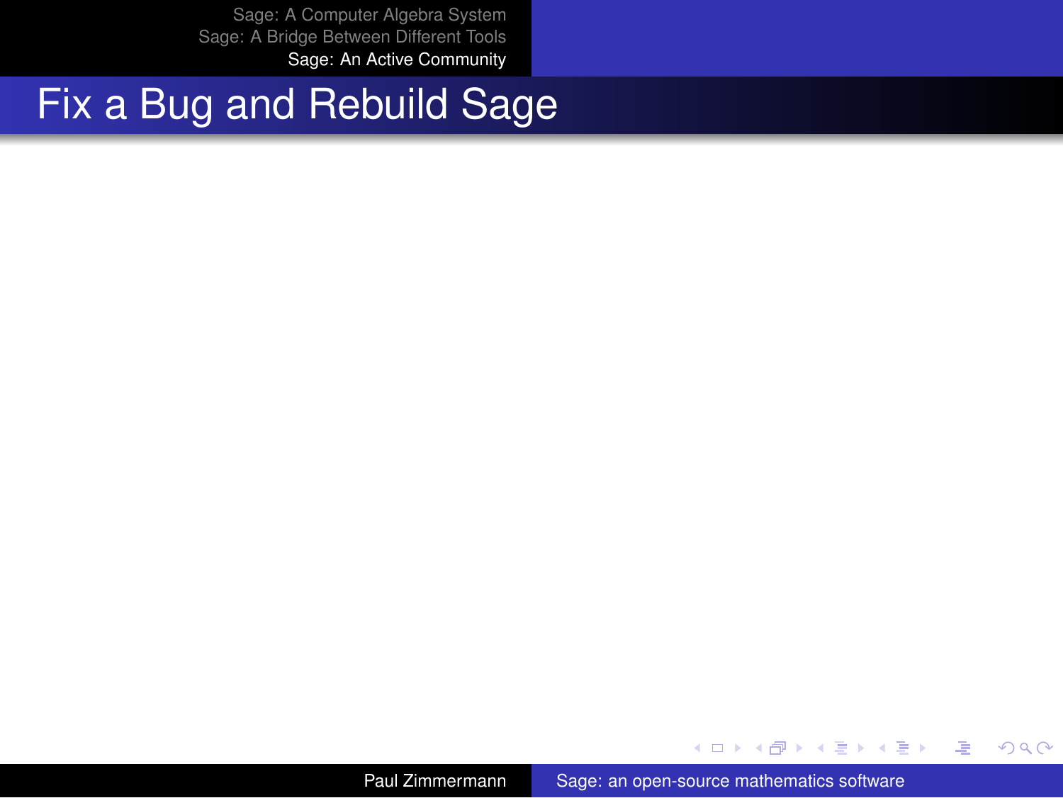# Fix a Bug and Rebuild Sage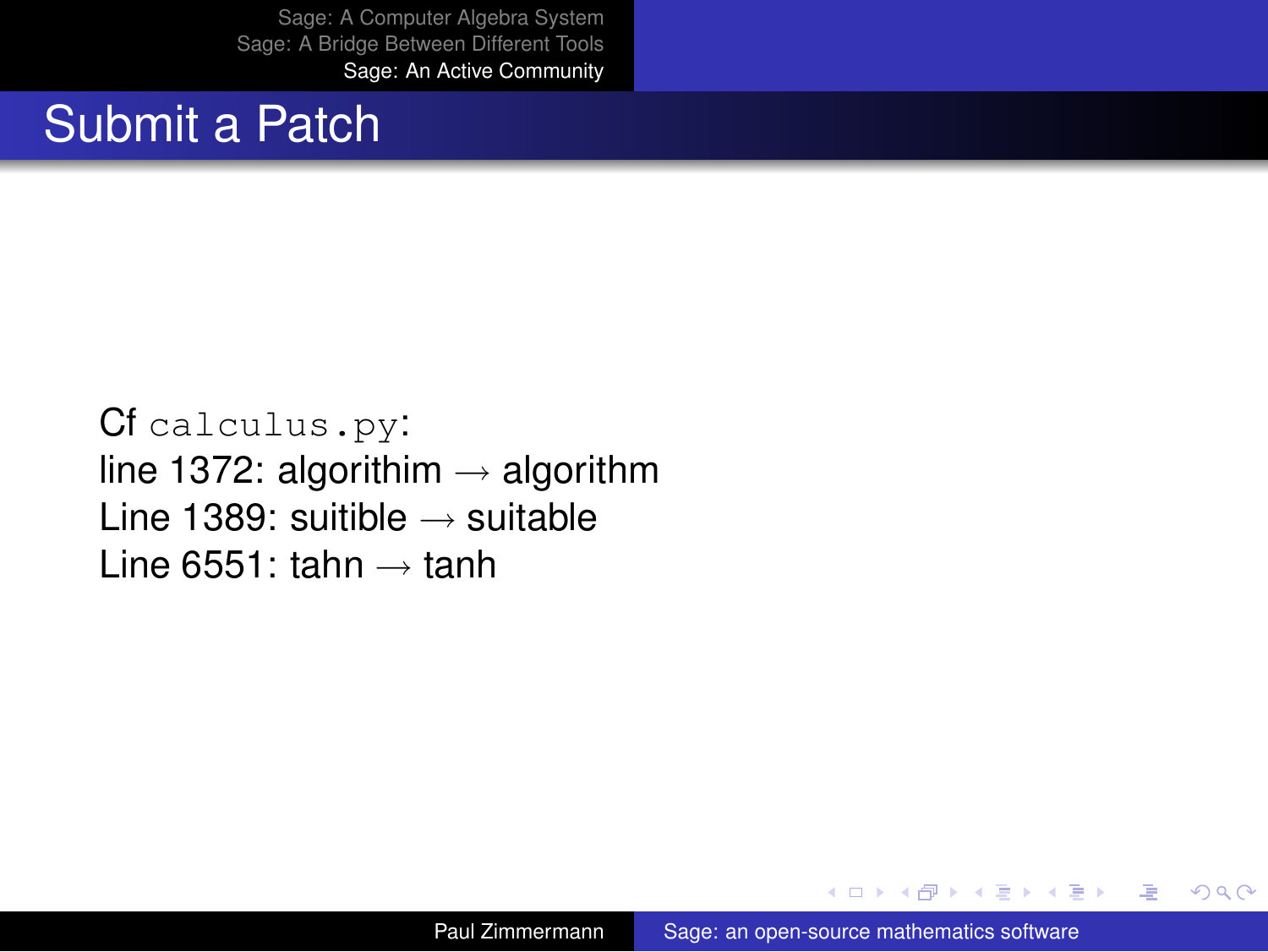# Submit a Patch

Cf `calculus.py`:
line 1372: algorithim → algorithm
Line 1389: suitible → suitable
Line 6551: tahn → tanh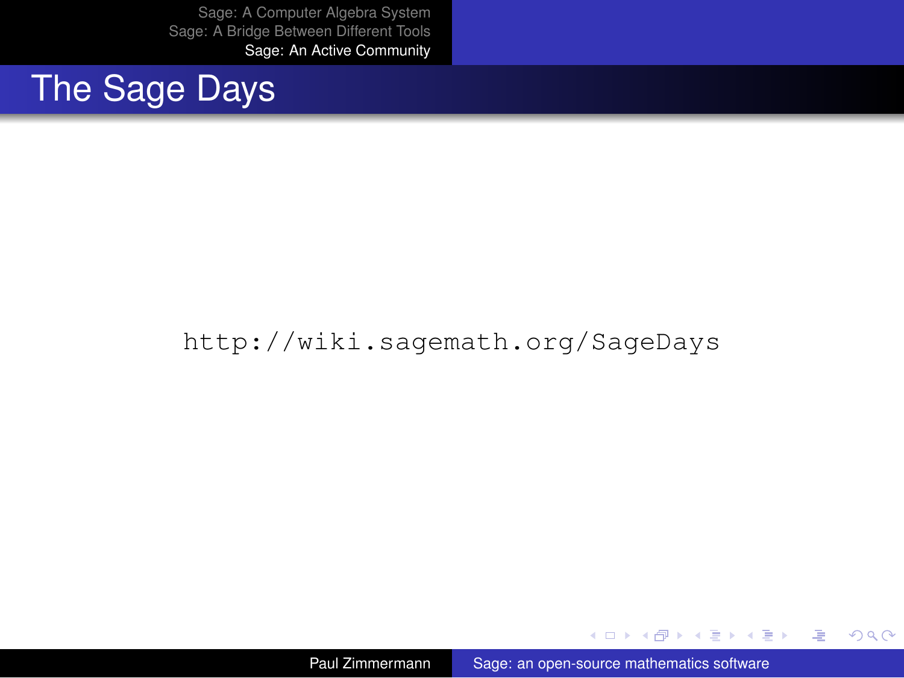# The Sage Days

`http://wiki.sagemath.org/SageDays`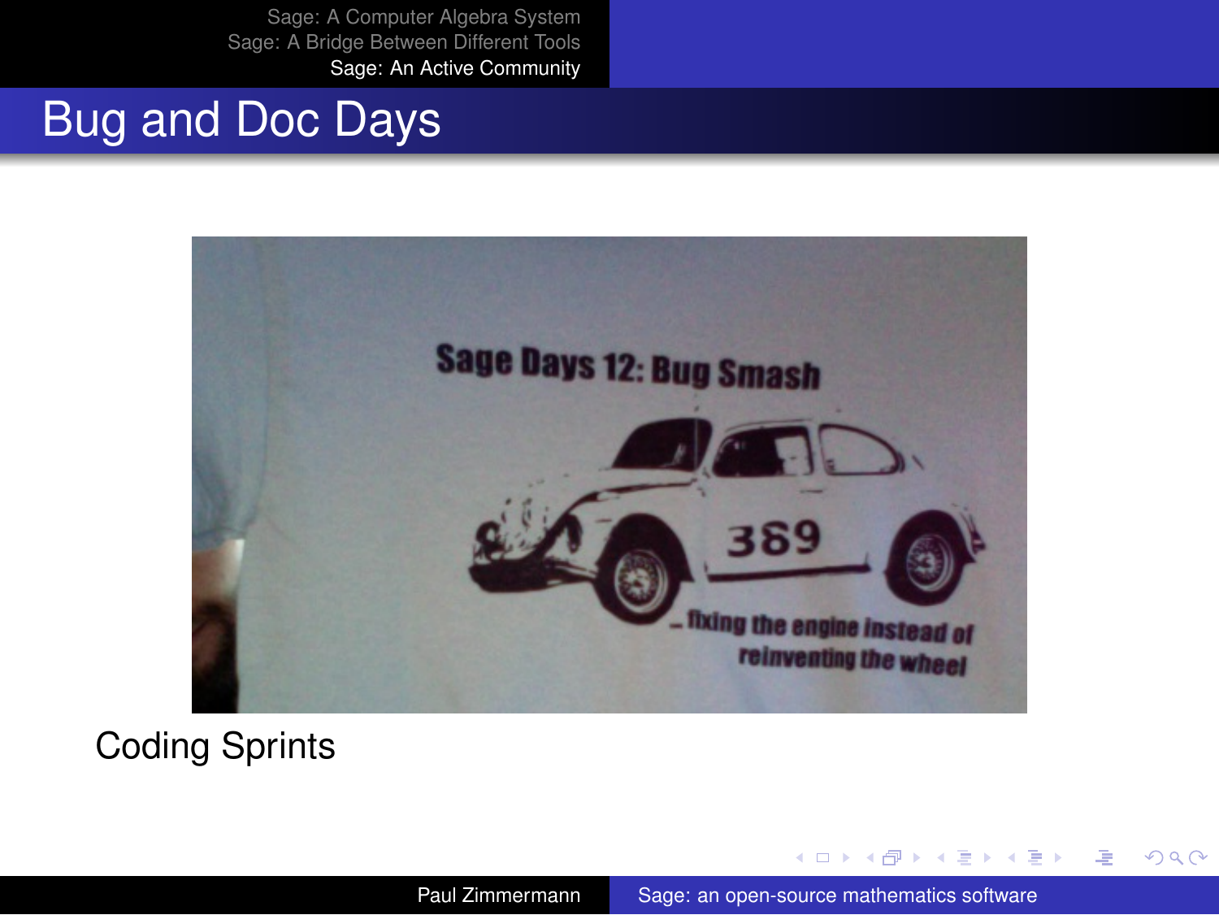# Bug and Doc Days

Coding Sprints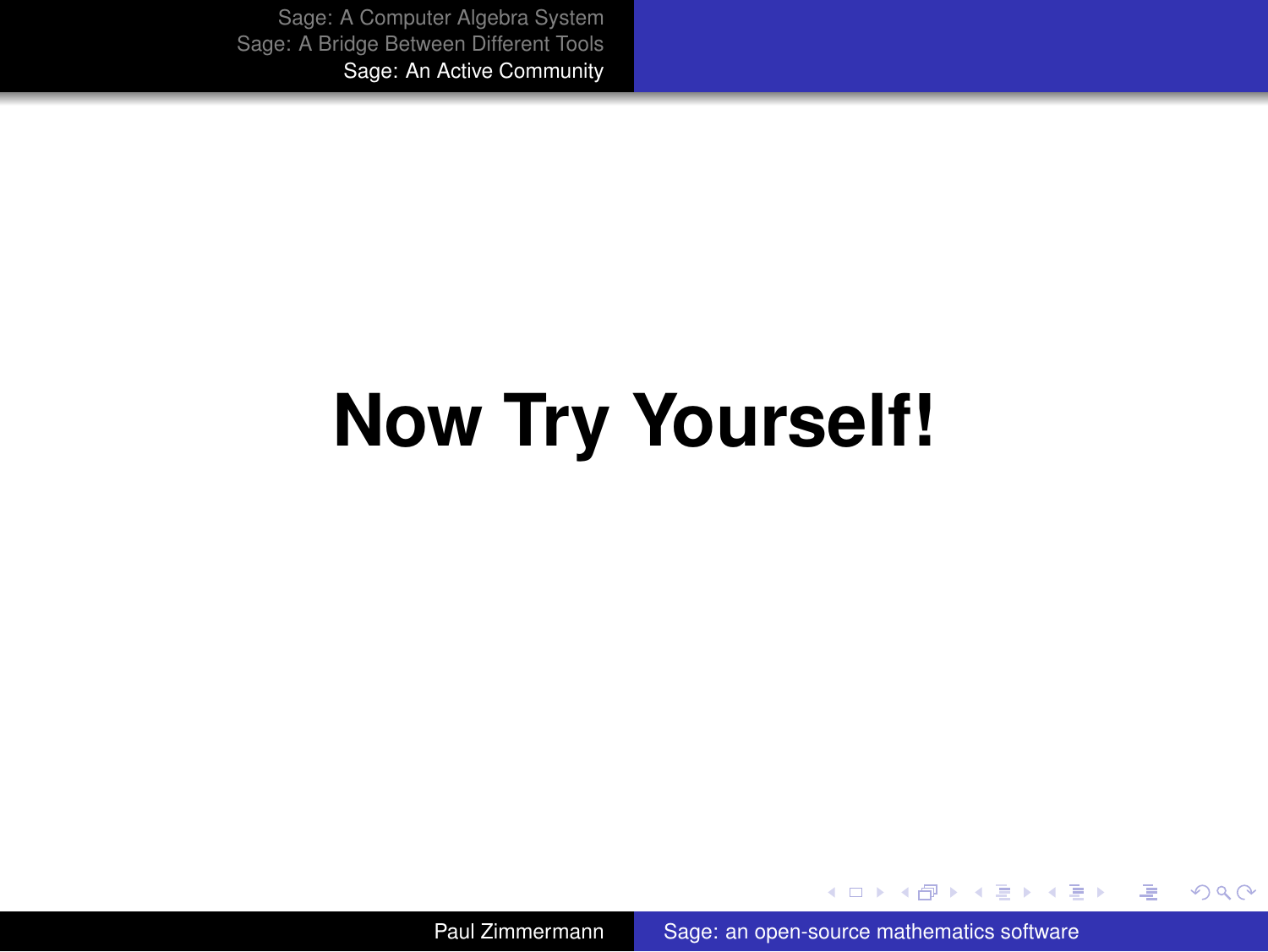# Now Try Yourself!